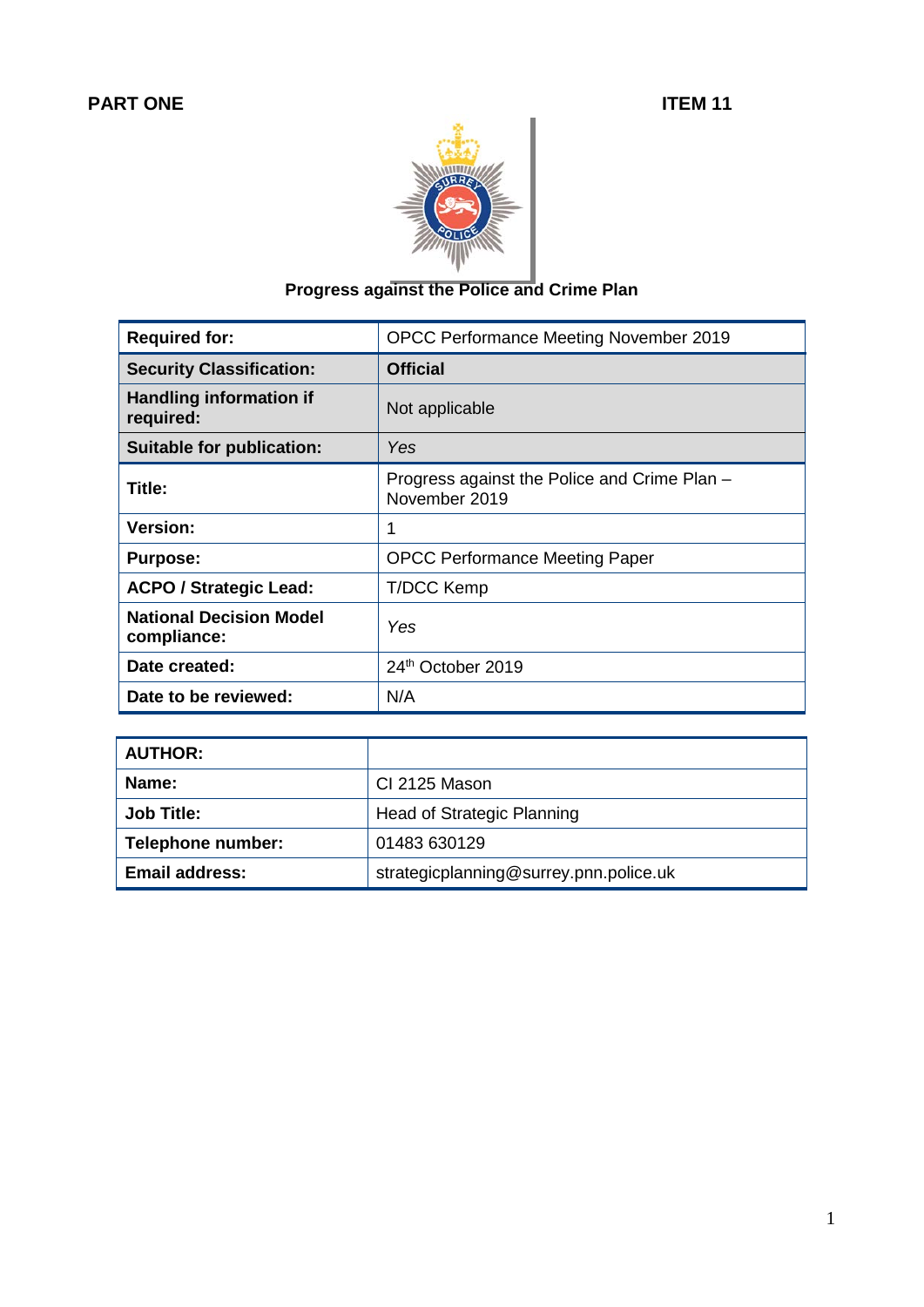**PART ONE** **ITEM 11**

**Progress against the Police and Crime Plan**

| **Required for:** | OPCC Performance Meeting November 2019 |
|---|---|
| **Security Classification:** | **Official** |
| **Handling information if required:** | Not applicable |
| **Suitable for publication:** | *Yes* |
| **Title:** | Progress against the Police and Crime Plan – November 2019 |
| **Version:** | 1 |
| **Purpose:** | OPCC Performance Meeting Paper |
| **ACPO / Strategic Lead:** | T/DCC Kemp |
| **National Decision Model compliance:** | *Yes* |
| **Date created:** | 24th October 2019 |
| **Date to be reviewed:** | N/A |

| **AUTHOR:** | |
|---|---|
| **Name:** | CI 2125 Mason |
| **Job Title:** | Head of Strategic Planning |
| **Telephone number:** | 01483 630129 |
| **Email address:** | strategicplanning@surrey.pnn.police.uk |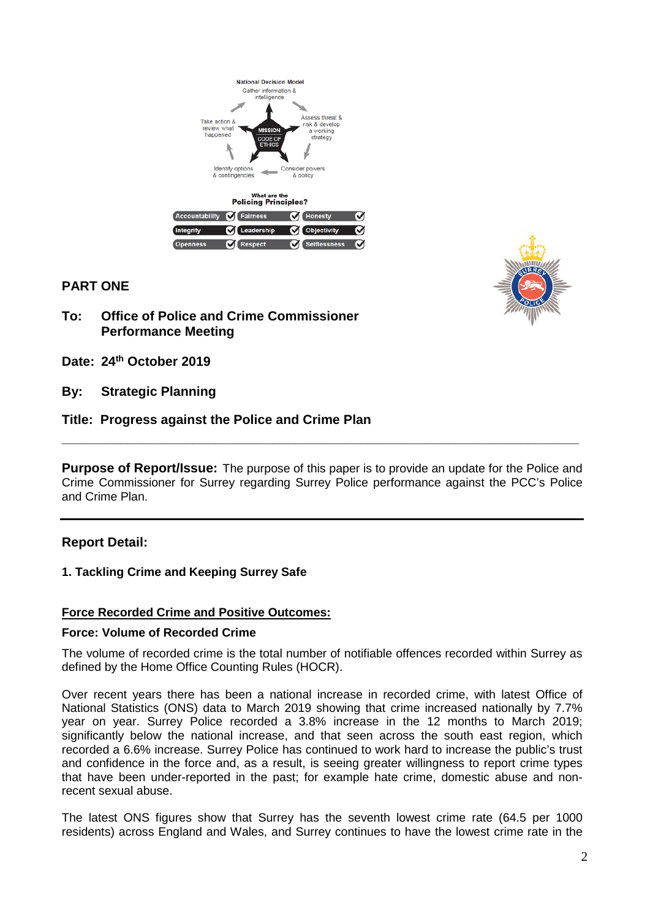National Decision Model

Gather information & intelligence

Assess threat & risk & develop a working strategy

Consider powers & policy

Identify options & contingencies

Take action & review what happened

MISSION

CODE OF ETHICS

What are the Policing Principles?

| | | |
|---|---|---|
| Accountability | Fairness | Honesty |
| Integrity | Leadership | Objectivity |
| Openness | Respect | Selflessness |

**PART ONE**

**To: Office of Police and Crime Commissioner Performance Meeting**

**Date: 24th October 2019**

**By: Strategic Planning**

**Title: Progress against the Police and Crime Plan**

---

**Purpose of Report/Issue:** The purpose of this paper is to provide an update for the Police and Crime Commissioner for Surrey regarding Surrey Police performance against the PCC's Police and Crime Plan.

---

## Report Detail:

### 1. Tackling Crime and Keeping Surrey Safe

**Force Recorded Crime and Positive Outcomes:**

**Force: Volume of Recorded Crime**

The volume of recorded crime is the total number of notifiable offences recorded within Surrey as defined by the Home Office Counting Rules (HOCR).

Over recent years there has been a national increase in recorded crime, with latest Office of National Statistics (ONS) data to March 2019 showing that crime increased nationally by 7.7% year on year. Surrey Police recorded a 3.8% increase in the 12 months to March 2019; significantly below the national increase, and that seen across the south east region, which recorded a 6.6% increase. Surrey Police has continued to work hard to increase the public's trust and confidence in the force and, as a result, is seeing greater willingness to report crime types that have been under-reported in the past; for example hate crime, domestic abuse and non-recent sexual abuse.

The latest ONS figures show that Surrey has the seventh lowest crime rate (64.5 per 1000 residents) across England and Wales, and Surrey continues to have the lowest crime rate in the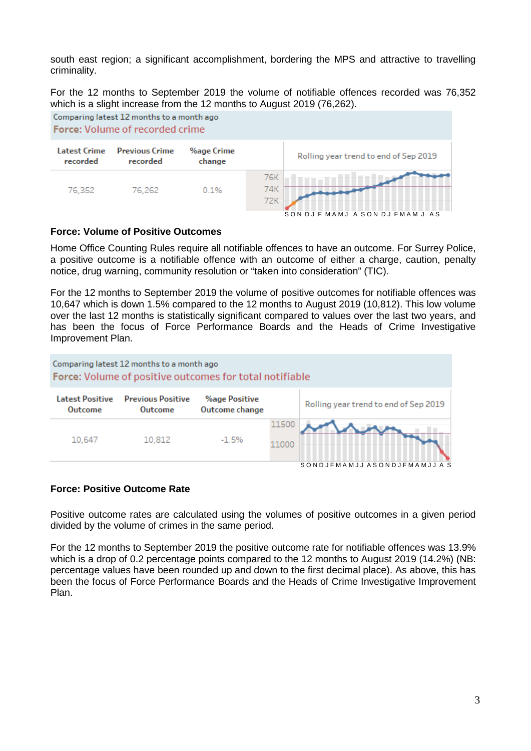south east region; a significant accomplishment, bordering the MPS and attractive to travelling criminality.

For the 12 months to September 2019 the volume of notifiable offences recorded was 76,352 which is a slight increase from the 12 months to August 2019 (76,262).

Comparing latest 12 months to a month ago
**Force: Volume of recorded crime**

| Latest Crime recorded | Previous Crime recorded | %age Crime change | Rolling year trend to end of Sep 2019 |
|---|---|---|---|
| 76,352 | 76,262 | 0.1% | |

### Force: Volume of Positive Outcomes

Home Office Counting Rules require all notifiable offences to have an outcome. For Surrey Police, a positive outcome is a notifiable offence with an outcome of either a charge, caution, penalty notice, drug warning, community resolution or "taken into consideration" (TIC).

For the 12 months to September 2019 the volume of positive outcomes for notifiable offences was 10,647 which is down 1.5% compared to the 12 months to August 2019 (10,812). This low volume over the last 12 months is statistically significant compared to values over the last two years, and has been the focus of Force Performance Boards and the Heads of Crime Investigative Improvement Plan.

Comparing latest 12 months to a month ago
**Force: Volume of positive outcomes for total notifiable**

| Latest Positive Outcome | Previous Positive Outcome | %age Positive Outcome change | Rolling year trend to end of Sep 2019 |
|---|---|---|---|
| 10,647 | 10,812 | -1.5% | |

### Force: Positive Outcome Rate

Positive outcome rates are calculated using the volumes of positive outcomes in a given period divided by the volume of crimes in the same period.

For the 12 months to September 2019 the positive outcome rate for notifiable offences was 13.9% which is a drop of 0.2 percentage points compared to the 12 months to August 2019 (14.2%) (NB: percentage values have been rounded up and down to the first decimal place). As above, this has been the focus of Force Performance Boards and the Heads of Crime Investigative Improvement Plan.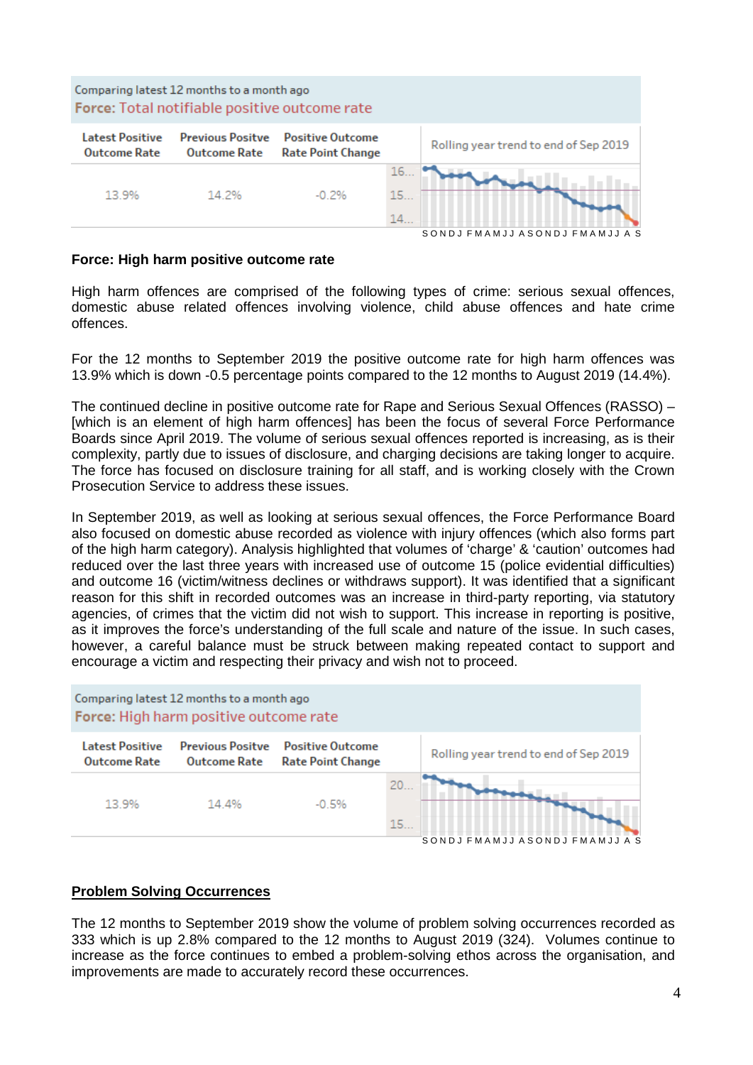Comparing latest 12 months to a month ago

**Force: Total notifiable positive outcome rate**

| Latest Positive Outcome Rate | Previous Positve Outcome Rate | Positive Outcome Rate Point Change | Rolling year trend to end of Sep 2019 |
|---|---|---|---|
| 13.9% | 14.2% | -0.2% | |

## Force: High harm positive outcome rate

High harm offences are comprised of the following types of crime: serious sexual offences, domestic abuse related offences involving violence, child abuse offences and hate crime offences.

For the 12 months to September 2019 the positive outcome rate for high harm offences was 13.9% which is down -0.5 percentage points compared to the 12 months to August 2019 (14.4%).

The continued decline in positive outcome rate for Rape and Serious Sexual Offences (RASSO) – [which is an element of high harm offences] has been the focus of several Force Performance Boards since April 2019. The volume of serious sexual offences reported is increasing, as is their complexity, partly due to issues of disclosure, and charging decisions are taking longer to acquire. The force has focused on disclosure training for all staff, and is working closely with the Crown Prosecution Service to address these issues.

In September 2019, as well as looking at serious sexual offences, the Force Performance Board also focused on domestic abuse recorded as violence with injury offences (which also forms part of the high harm category). Analysis highlighted that volumes of 'charge' & 'caution' outcomes had reduced over the last three years with increased use of outcome 15 (police evidential difficulties) and outcome 16 (victim/witness declines or withdraws support). It was identified that a significant reason for this shift in recorded outcomes was an increase in third-party reporting, via statutory agencies, of crimes that the victim did not wish to support. This increase in reporting is positive, as it improves the force's understanding of the full scale and nature of the issue. In such cases, however, a careful balance must be struck between making repeated contact to support and encourage a victim and respecting their privacy and wish not to proceed.

Comparing latest 12 months to a month ago

**Force: High harm positive outcome rate**

| Latest Positive Outcome Rate | Previous Positve Outcome Rate | Positive Outcome Rate Point Change | Rolling year trend to end of Sep 2019 |
|---|---|---|---|
| 13.9% | 14.4% | -0.5% | |

## <u>Problem Solving Occurrences</u>

The 12 months to September 2019 show the volume of problem solving occurrences recorded as 333 which is up 2.8% compared to the 12 months to August 2019 (324). Volumes continue to increase as the force continues to embed a problem-solving ethos across the organisation, and improvements are made to accurately record these occurrences.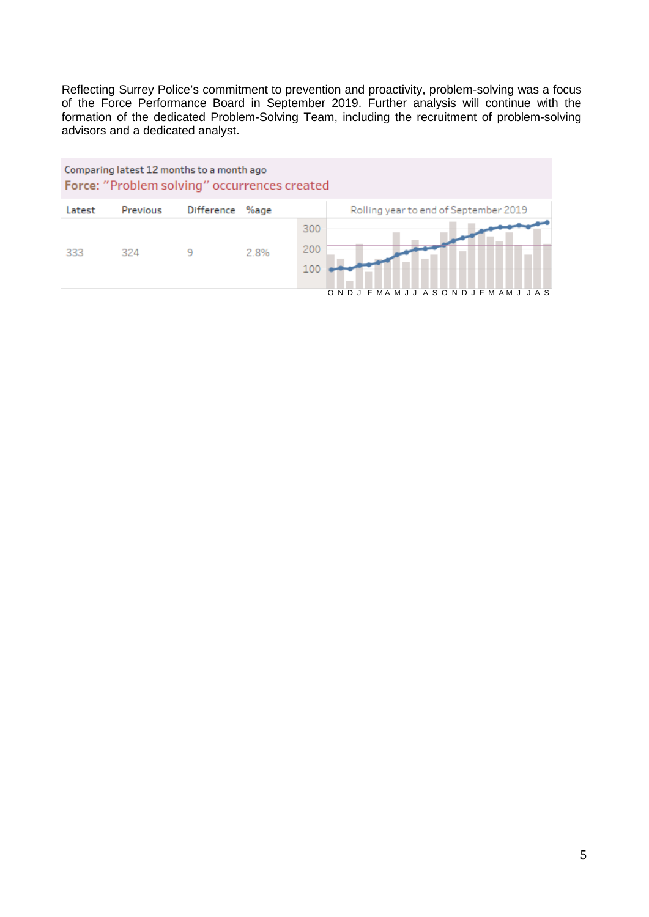Reflecting Surrey Police's commitment to prevention and proactivity, problem-solving was a focus of the Force Performance Board in September 2019. Further analysis will continue with the formation of the dedicated Problem-Solving Team, including the recruitment of problem-solving advisors and a dedicated analyst.

Comparing latest 12 months to a month ago

**Force: "Problem solving" occurrences created**

| Latest | Previous | Difference | %age | Rolling year to end of September 2019 |
|---|---|---|---|---|
| 333 | 324 | 9 | 2.8% | |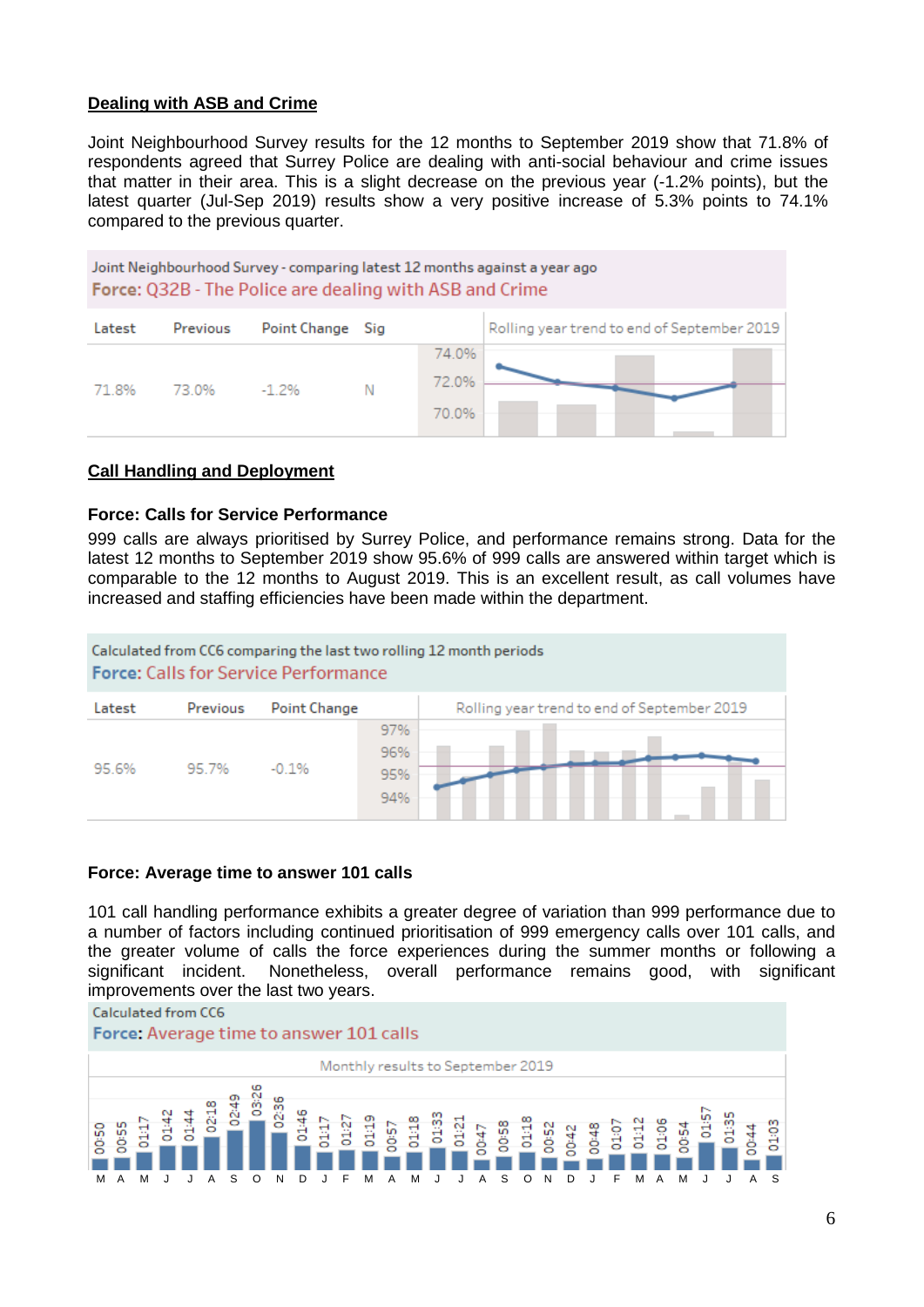## Dealing with ASB and Crime

Joint Neighbourhood Survey results for the 12 months to September 2019 show that 71.8% of respondents agreed that Surrey Police are dealing with anti-social behaviour and crime issues that matter in their area. This is a slight decrease on the previous year (-1.2% points), but the latest quarter (Jul-Sep 2019) results show a very positive increase of 5.3% points to 74.1% compared to the previous quarter.

Joint Neighbourhood Survey - comparing latest 12 months against a year ago

**Force:** Q32B - The Police are dealing with ASB and Crime

| Latest | Previous | Point Change | Sig | Rolling year trend to end of September 2019 |
|---|---|---|---|---|
| 71.8% | 73.0% | -1.2% | N | |

## Call Handling and Deployment

### Force: Calls for Service Performance

999 calls are always prioritised by Surrey Police, and performance remains strong. Data for the latest 12 months to September 2019 show 95.6% of 999 calls are answered within target which is comparable to the 12 months to August 2019. This is an excellent result, as call volumes have increased and staffing efficiencies have been made within the department.

Calculated from CC6 comparing the last two rolling 12 month periods

**Force:** Calls for Service Performance

| Latest | Previous | Point Change | Rolling year trend to end of September 2019 |
|---|---|---|---|
| 95.6% | 95.7% | -0.1% | |

### Force: Average time to answer 101 calls

101 call handling performance exhibits a greater degree of variation than 999 performance due to a number of factors including continued prioritisation of 999 emergency calls over 101 calls, and the greater volume of calls the force experiences during the summer months or following a significant incident. Nonetheless, overall performance remains good, with significant improvements over the last two years.

Calculated from CC6

**Force:** Average time to answer 101 calls

Monthly results to September 2019

| M | A | M | J | J | A | S | O | N | D | J | F | M | A | M | J | J | A | S | O | N | D | J | F | M | A | M | J | J | A | S |
|---|---|---|---|---|---|---|---|---|---|---|---|---|---|---|---|---|---|---|---|---|---|---|---|---|---|---|---|---|---|---|
| 00:50 | 00:55 | 01:17 | 01:42 | 01:44 | 02:18 | 02:49 | 03:26 | 02:36 | 01:46 | 01:17 | 01:27 | 01:19 | 00:57 | 01:18 | 01:33 | 01:21 | 00:47 | 00:58 | 01:18 | 00:52 | 00:42 | 00:48 | 01:07 | 01:12 | 01:06 | 00:54 | 01:57 | 01:35 | 00:44 | 01:03 |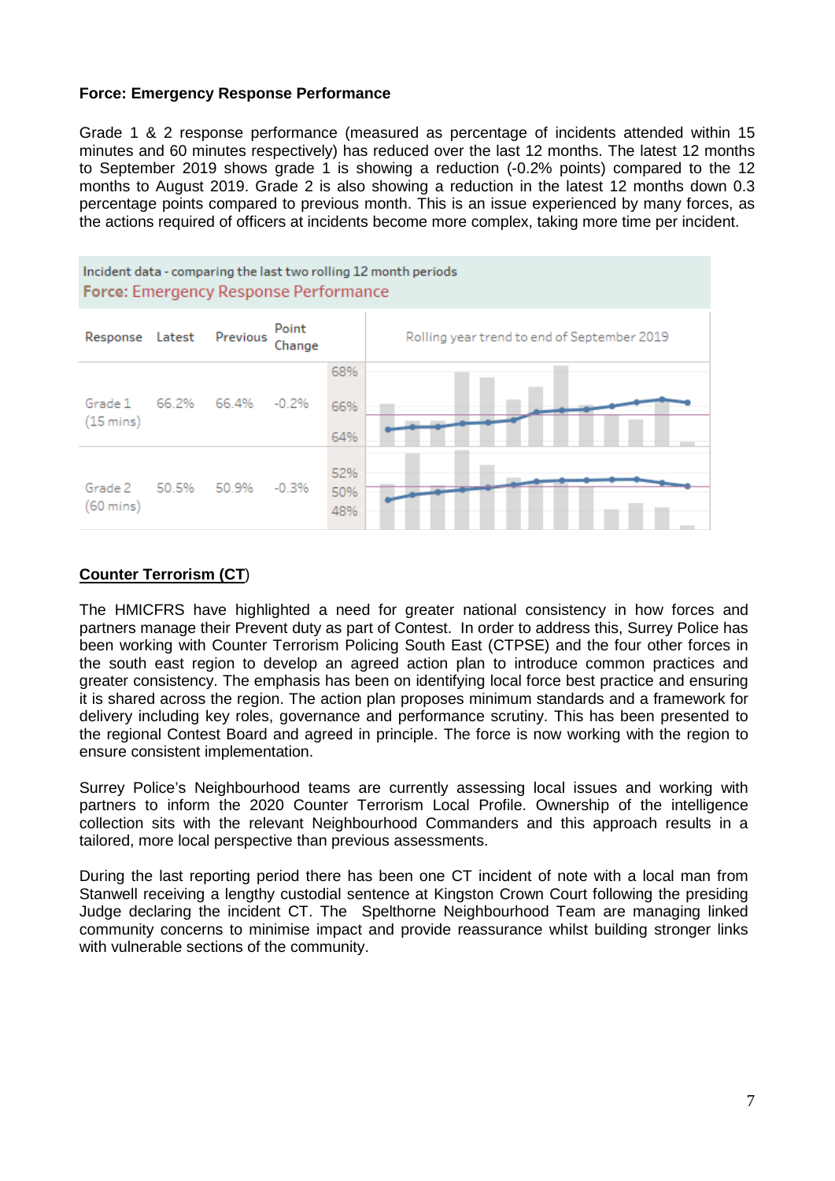**Force: Emergency Response Performance**

Grade 1 & 2 response performance (measured as percentage of incidents attended within 15 minutes and 60 minutes respectively) has reduced over the last 12 months. The latest 12 months to September 2019 shows grade 1 is showing a reduction (-0.2% points) compared to the 12 months to August 2019. Grade 2 is also showing a reduction in the latest 12 months down 0.3 percentage points compared to previous month. This is an issue experienced by many forces, as the actions required of officers at incidents become more complex, taking more time per incident.

Incident data - comparing the last two rolling 12 month periods

**Force:** Emergency Response Performance

| Response | Latest | Previous | Point Change | Rolling year trend to end of September 2019 |
|---|---|---|---|---|
| Grade 1 (15 mins) | 66.2% | 66.4% | -0.2% | |
| Grade 2 (60 mins) | 50.5% | 50.9% | -0.3% | |

**Counter Terrorism (CT)**

The HMICFRS have highlighted a need for greater national consistency in how forces and partners manage their Prevent duty as part of Contest. In order to address this, Surrey Police has been working with Counter Terrorism Policing South East (CTPSE) and the four other forces in the south east region to develop an agreed action plan to introduce common practices and greater consistency. The emphasis has been on identifying local force best practice and ensuring it is shared across the region. The action plan proposes minimum standards and a framework for delivery including key roles, governance and performance scrutiny. This has been presented to the regional Contest Board and agreed in principle. The force is now working with the region to ensure consistent implementation.

Surrey Police's Neighbourhood teams are currently assessing local issues and working with partners to inform the 2020 Counter Terrorism Local Profile. Ownership of the intelligence collection sits with the relevant Neighbourhood Commanders and this approach results in a tailored, more local perspective than previous assessments.

During the last reporting period there has been one CT incident of note with a local man from Stanwell receiving a lengthy custodial sentence at Kingston Crown Court following the presiding Judge declaring the incident CT. The Spelthorne Neighbourhood Team are managing linked community concerns to minimise impact and provide reassurance whilst building stronger links with vulnerable sections of the community.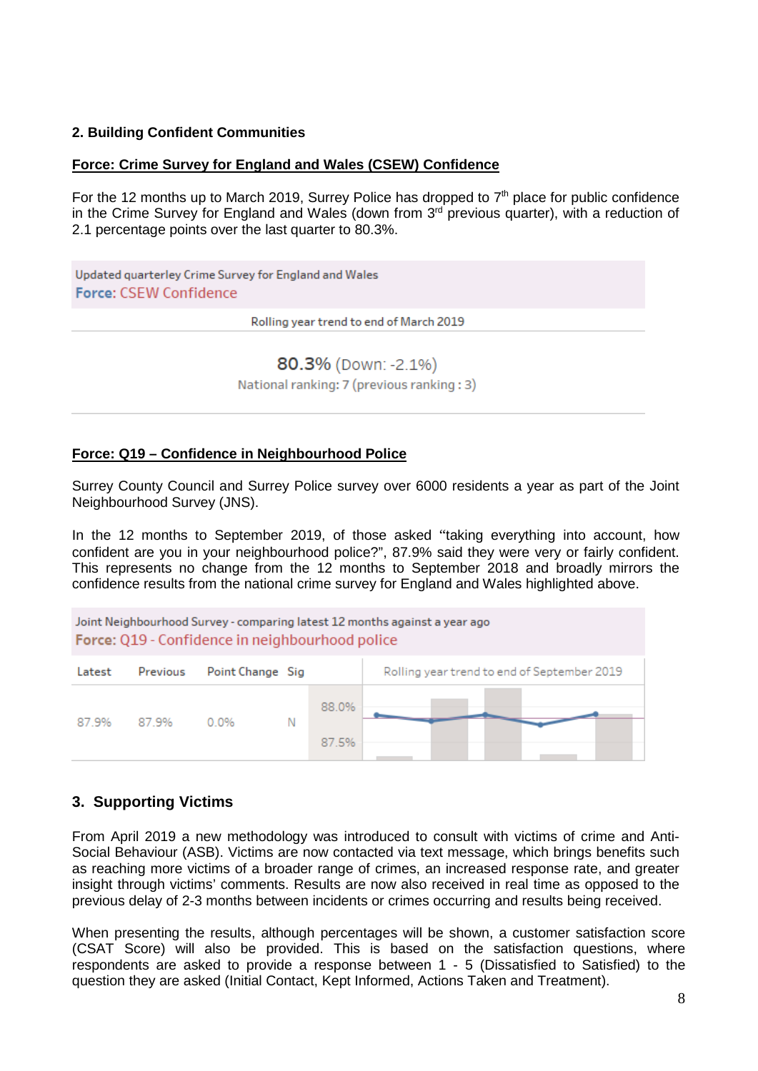## 2. Building Confident Communities

**Force: Crime Survey for England and Wales (CSEW) Confidence**

For the 12 months up to March 2019, Surrey Police has dropped to 7th place for public confidence in the Crime Survey for England and Wales (down from 3rd previous quarter), with a reduction of 2.1 percentage points over the last quarter to 80.3%.

Updated quarterly Crime Survey for England and Wales
**Force:** CSEW Confidence

Rolling year trend to end of March 2019

**80.3%** (Down: -2.1%)
National ranking: 7 (previous ranking : 3)

**Force: Q19 – Confidence in Neighbourhood Police**

Surrey County Council and Surrey Police survey over 6000 residents a year as part of the Joint Neighbourhood Survey (JNS).

In the 12 months to September 2019, of those asked "taking everything into account, how confident are you in your neighbourhood police?", 87.9% said they were very or fairly confident. This represents no change from the 12 months to September 2018 and broadly mirrors the confidence results from the national crime survey for England and Wales highlighted above.

Joint Neighbourhood Survey - comparing latest 12 months against a year ago
**Force:** Q19 - Confidence in neighbourhood police

| Latest | Previous | Point Change | Sig | Rolling year trend to end of September 2019 |
|---|---|---|---|---|
| 87.9% | 87.9% | 0.0% | N | 88.0% – 87.5% |

## 3. Supporting Victims

From April 2019 a new methodology was introduced to consult with victims of crime and Anti-Social Behaviour (ASB). Victims are now contacted via text message, which brings benefits such as reaching more victims of a broader range of crimes, an increased response rate, and greater insight through victims' comments. Results are now also received in real time as opposed to the previous delay of 2-3 months between incidents or crimes occurring and results being received.

When presenting the results, although percentages will be shown, a customer satisfaction score (CSAT Score) will also be provided. This is based on the satisfaction questions, where respondents are asked to provide a response between 1 - 5 (Dissatisfied to Satisfied) to the question they are asked (Initial Contact, Kept Informed, Actions Taken and Treatment).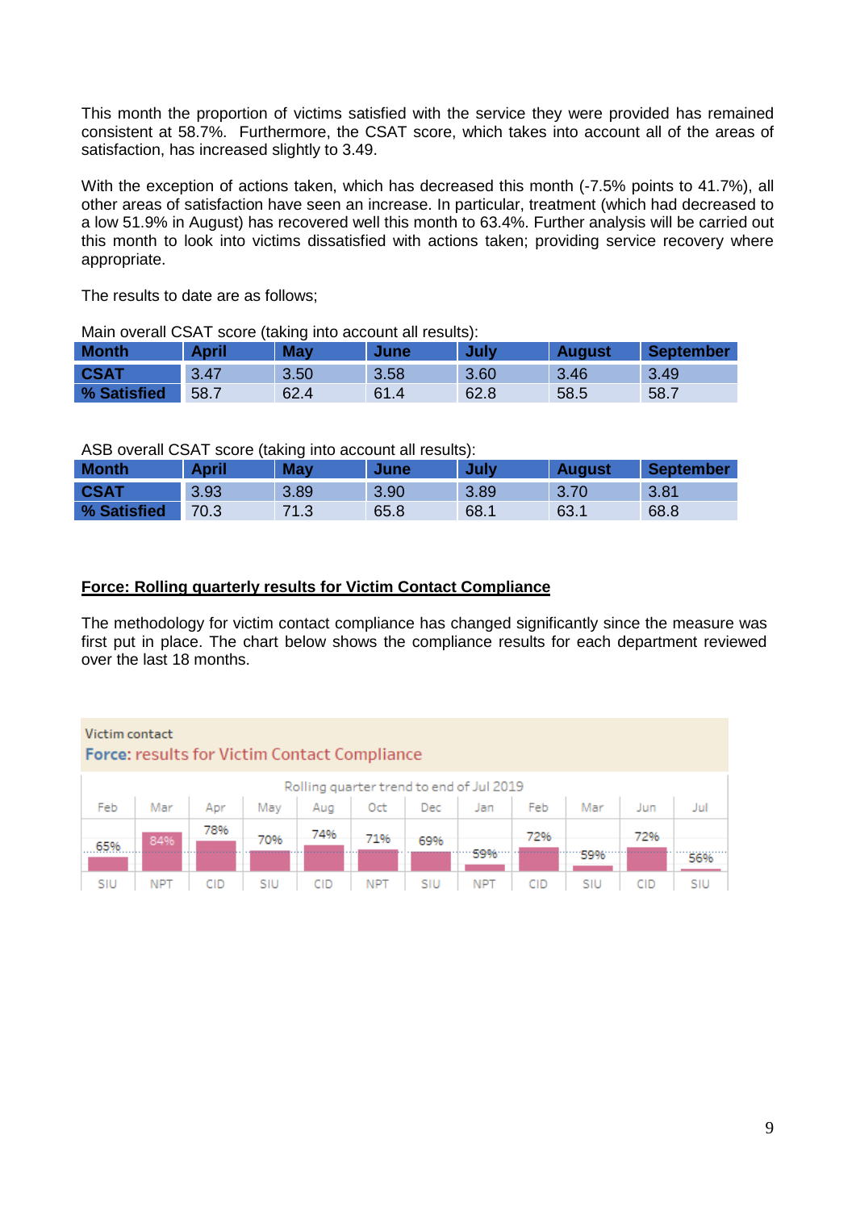This month the proportion of victims satisfied with the service they were provided has remained consistent at 58.7%. Furthermore, the CSAT score, which takes into account all of the areas of satisfaction, has increased slightly to 3.49.

With the exception of actions taken, which has decreased this month (-7.5% points to 41.7%), all other areas of satisfaction have seen an increase. In particular, treatment (which had decreased to a low 51.9% in August) has recovered well this month to 63.4%. Further analysis will be carried out this month to look into victims dissatisfied with actions taken; providing service recovery where appropriate.

The results to date are as follows;

Main overall CSAT score (taking into account all results):

| Month | April | May | June | July | August | September |
|---|---|---|---|---|---|---|
| CSAT | 3.47 | 3.50 | 3.58 | 3.60 | 3.46 | 3.49 |
| % Satisfied | 58.7 | 62.4 | 61.4 | 62.8 | 58.5 | 58.7 |

ASB overall CSAT score (taking into account all results):

| Month | April | May | June | July | August | September |
|---|---|---|---|---|---|---|
| CSAT | 3.93 | 3.89 | 3.90 | 3.89 | 3.70 | 3.81 |
| % Satisfied | 70.3 | 71.3 | 65.8 | 68.1 | 63.1 | 68.8 |

**Force: Rolling quarterly results for Victim Contact Compliance**

The methodology for victim contact compliance has changed significantly since the measure was first put in place. The chart below shows the compliance results for each department reviewed over the last 18 months.

Victim contact

Force: results for Victim Contact Compliance

Rolling quarter trend to end of Jul 2019

| Feb | Mar | Apr | May | Aug | Oct | Dec | Jan | Feb | Mar | Jun | Jul |
|---|---|---|---|---|---|---|---|---|---|---|---|
| 65% | 84% | 78% | 70% | 74% | 71% | 69% | 59% | 72% | 59% | 72% | 56% |
| SIU | NPT | CID | SIU | CID | NPT | SIU | NPT | CID | SIU | CID | SIU |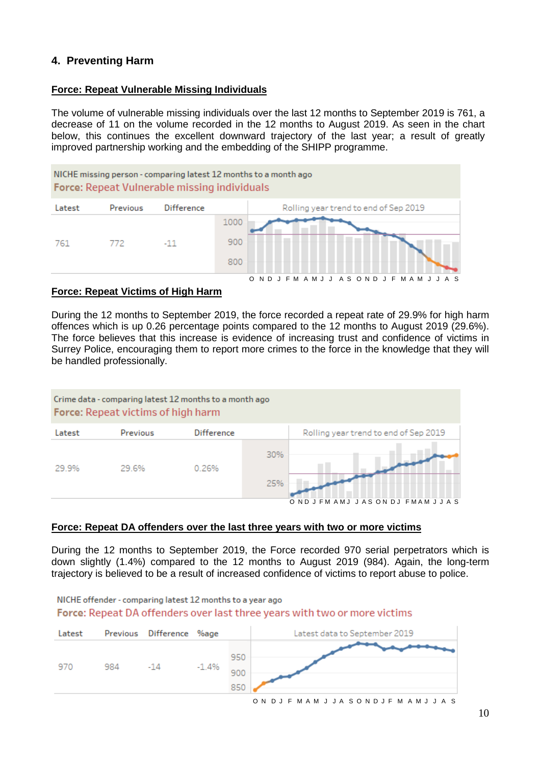## 4. Preventing Harm

**Force: Repeat Vulnerable Missing Individuals**

The volume of vulnerable missing individuals over the last 12 months to September 2019 is 761, a decrease of 11 on the volume recorded in the 12 months to August 2019. As seen in the chart below, this continues the excellent downward trajectory of the last year; a result of greatly improved partnership working and the embedding of the SHIPP programme.

NICHE missing person - comparing latest 12 months to a month ago

Force: Repeat Vulnerable missing individuals

| Latest | Previous | Difference |
|---|---|---|
| 761 | 772 | -11 |

Rolling year trend to end of Sep 2019

**Force: Repeat Victims of High Harm**

During the 12 months to September 2019, the force recorded a repeat rate of 29.9% for high harm offences which is up 0.26 percentage points compared to the 12 months to August 2019 (29.6%). The force believes that this increase is evidence of increasing trust and confidence of victims in Surrey Police, encouraging them to report more crimes to the force in the knowledge that they will be handled professionally.

Crime data - comparing latest 12 months to a month ago

Force: Repeat victims of high harm

| Latest | Previous | Difference |
|---|---|---|
| 29.9% | 29.6% | 0.26% |

Rolling year trend to end of Sep 2019

**Force: Repeat DA offenders over the last three years with two or more victims**

During the 12 months to September 2019, the Force recorded 970 serial perpetrators which is down slightly (1.4%) compared to the 12 months to August 2019 (984). Again, the long-term trajectory is believed to be a result of increased confidence of victims to report abuse to police.

NICHE offender - comparing latest 12 months to a year ago

Force: Repeat DA offenders over last three years with two or more victims

| Latest | Previous | Difference | %age |
|---|---|---|---|
| 970 | 984 | -14 | -1.4% |

Latest data to September 2019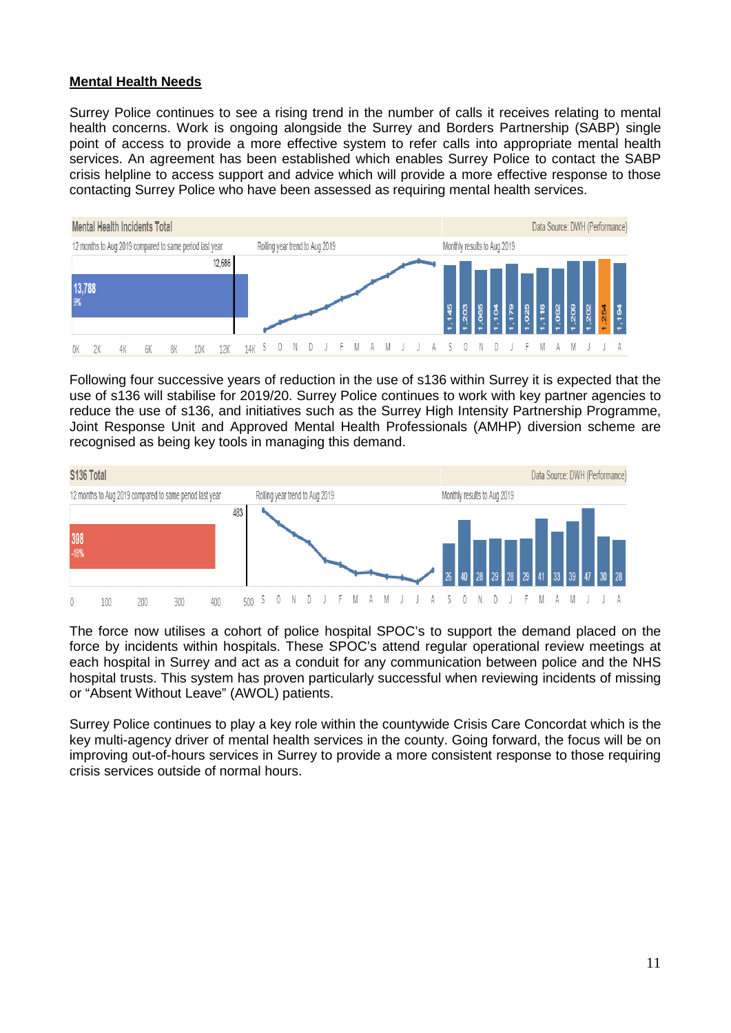**Mental Health Needs**

Surrey Police continues to see a rising trend in the number of calls it receives relating to mental health concerns. Work is ongoing alongside the Surrey and Borders Partnership (SABP) single point of access to provide a more effective system to refer calls into appropriate mental health services. An agreement has been established which enables Surrey Police to contact the SABP crisis helpline to access support and advice which will provide a more effective response to those contacting Surrey Police who have been assessed as requiring mental health services.

**Mental Health Incidents Total** — Data Source: DWH (Performance)

12 months to Aug 2019 compared to same period last year: 13,788 (9%); same period last year: 12,686

Monthly results to Aug 2019:

| S | O | N | D | J | F | M | A | M | J | J | A |
|---|---|---|---|---|---|---|---|---|---|---|---|
| 1,145 | 1,203 | 1,065 | 1,104 | 1,179 | 1,025 | 1,116 | 1,082 | 1,209 | 1,202 | 1,254 | 1,194 |

Following four successive years of reduction in the use of s136 within Surrey it is expected that the use of s136 will stabilise for 2019/20. Surrey Police continues to work with key partner agencies to reduce the use of s136, and initiatives such as the Surrey High Intensity Partnership Programme, Joint Response Unit and Approved Mental Health Professionals (AMHP) diversion scheme are recognised as being key tools in managing this demand.

**S136 Total** — Data Source: DWH (Performance)

12 months to Aug 2019 compared to same period last year: 398 (-18%); same period last year: 483

Monthly results to Aug 2019:

| S | O | N | D | J | F | M | A | M | J | J | A |
|---|---|---|---|---|---|---|---|---|---|---|---|
| 26 | 40 | 28 | 29 | 28 | 29 | 41 | 33 | 39 | 47 | 30 | 28 |

The force now utilises a cohort of police hospital SPOC's to support the demand placed on the force by incidents within hospitals. These SPOC's attend regular operational review meetings at each hospital in Surrey and act as a conduit for any communication between police and the NHS hospital trusts. This system has proven particularly successful when reviewing incidents of missing or "Absent Without Leave" (AWOL) patients.

Surrey Police continues to play a key role within the countywide Crisis Care Concordat which is the key multi-agency driver of mental health services in the county. Going forward, the focus will be on improving out-of-hours services in Surrey to provide a more consistent response to those requiring crisis services outside of normal hours.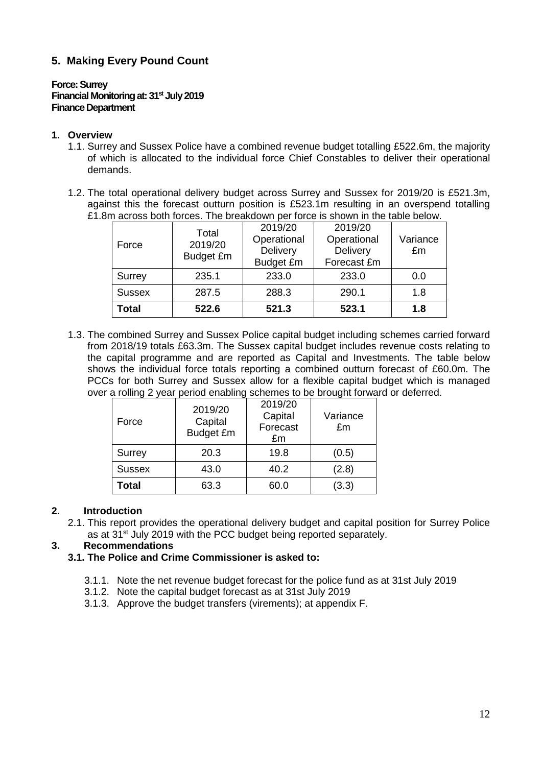## 5. Making Every Pound Count

**Force: Surrey**
**Financial Monitoring at: 31st July 2019**
**Finance Department**

### 1. Overview

1.1. Surrey and Sussex Police have a combined revenue budget totalling £522.6m, the majority of which is allocated to the individual force Chief Constables to deliver their operational demands.

1.2. The total operational delivery budget across Surrey and Sussex for 2019/20 is £521.3m, against this the forecast outturn position is £523.1m resulting in an overspend totalling £1.8m across both forces. The breakdown per force is shown in the table below.

| Force | Total 2019/20 Budget £m | 2019/20 Operational Delivery Budget £m | 2019/20 Operational Delivery Forecast £m | Variance £m |
|---|---|---|---|---|
| Surrey | 235.1 | 233.0 | 233.0 | 0.0 |
| Sussex | 287.5 | 288.3 | 290.1 | 1.8 |
| **Total** | **522.6** | **521.3** | **523.1** | **1.8** |

1.3. The combined Surrey and Sussex Police capital budget including schemes carried forward from 2018/19 totals £63.3m. The Sussex capital budget includes revenue costs relating to the capital programme and are reported as Capital and Investments. The table below shows the individual force totals reporting a combined outturn forecast of £60.0m. The PCCs for both Surrey and Sussex allow for a flexible capital budget which is managed over a rolling 2 year period enabling schemes to be brought forward or deferred.

| Force | 2019/20 Capital Budget £m | 2019/20 Capital Forecast £m | Variance £m |
|---|---|---|---|
| Surrey | 20.3 | 19.8 | (0.5) |
| Sussex | 43.0 | 40.2 | (2.8) |
| **Total** | 63.3 | 60.0 | (3.3) |

### 2. Introduction

2.1. This report provides the operational delivery budget and capital position for Surrey Police as at 31st July 2019 with the PCC budget being reported separately.

### 3. Recommendations

**3.1. The Police and Crime Commissioner is asked to:**

3.1.1. Note the net revenue budget forecast for the police fund as at 31st July 2019

3.1.2. Note the capital budget forecast as at 31st July 2019

3.1.3. Approve the budget transfers (virements); at appendix F.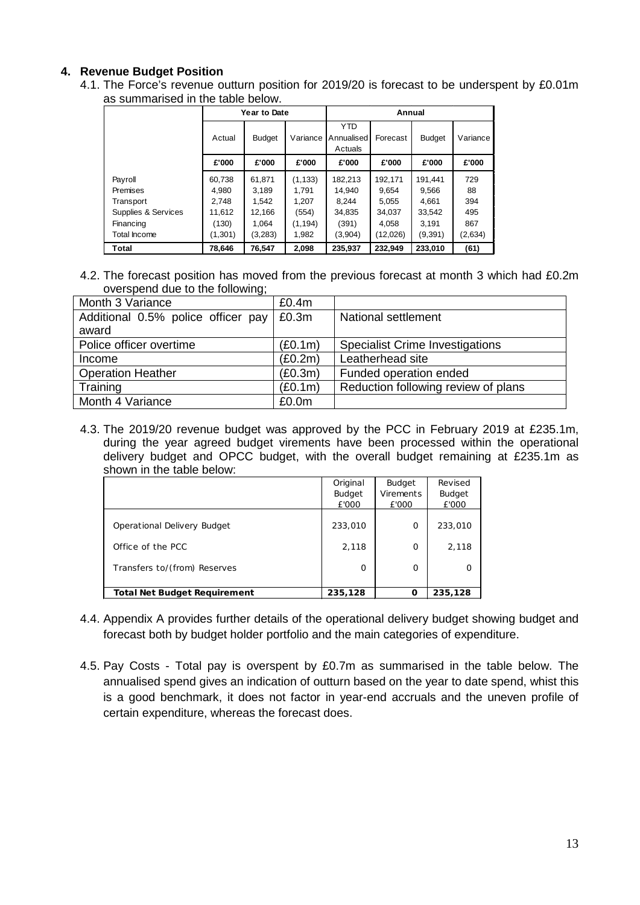## 4. Revenue Budget Position

4.1. The Force's revenue outturn position for 2019/20 is forecast to be underspent by £0.01m as summarised in the table below.

| | Year to Date | | | Annual | | | |
|---|---|---|---|---|---|---|---|
| | Actual | Budget | Variance | YTD Annualised Actuals | Forecast | Budget | Variance |
| | £'000 | £'000 | £'000 | £'000 | £'000 | £'000 | £'000 |
| Payroll | 60,738 | 61,871 | (1,133) | 182,213 | 192,171 | 191,441 | 729 |
| Premises | 4,980 | 3,189 | 1,791 | 14,940 | 9,654 | 9,566 | 88 |
| Transport | 2,748 | 1,542 | 1,207 | 8,244 | 5,055 | 4,661 | 394 |
| Supplies & Services | 11,612 | 12,166 | (554) | 34,835 | 34,037 | 33,542 | 495 |
| Financing | (130) | 1,064 | (1,194) | (391) | 4,058 | 3,191 | 867 |
| Total Income | (1,301) | (3,283) | 1,982 | (3,904) | (12,026) | (9,391) | (2,634) |
| **Total** | **78,646** | **76,547** | **2,098** | **235,937** | **232,949** | **233,010** | **(61)** |

4.2. The forecast position has moved from the previous forecast at month 3 which had £0.2m overspend due to the following;

| Month 3 Variance | £0.4m | |
|---|---|---|
| Additional 0.5% police officer pay award | £0.3m | National settlement |
| Police officer overtime | (£0.1m) | Specialist Crime Investigations |
| Income | (£0.2m) | Leatherhead site |
| Operation Heather | (£0.3m) | Funded operation ended |
| Training | (£0.1m) | Reduction following review of plans |
| Month 4 Variance | £0.0m | |

4.3. The 2019/20 revenue budget was approved by the PCC in February 2019 at £235.1m, during the year agreed budget virements have been processed within the operational delivery budget and OPCC budget, with the overall budget remaining at £235.1m as shown in the table below:

| | Original Budget £'000 | Budget Virements £'000 | Revised Budget £'000 |
|---|---|---|---|
| Operational Delivery Budget | 233,010 | 0 | 233,010 |
| Office of the PCC | 2,118 | 0 | 2,118 |
| Transfers to/(from) Reserves | 0 | 0 | 0 |
| **Total Net Budget Requirement** | **235,128** | **0** | **235,128** |

4.4. Appendix A provides further details of the operational delivery budget showing budget and forecast both by budget holder portfolio and the main categories of expenditure.

4.5. Pay Costs - Total pay is overspent by £0.7m as summarised in the table below. The annualised spend gives an indication of outturn based on the year to date spend, whist this is a good benchmark, it does not factor in year-end accruals and the uneven profile of certain expenditure, whereas the forecast does.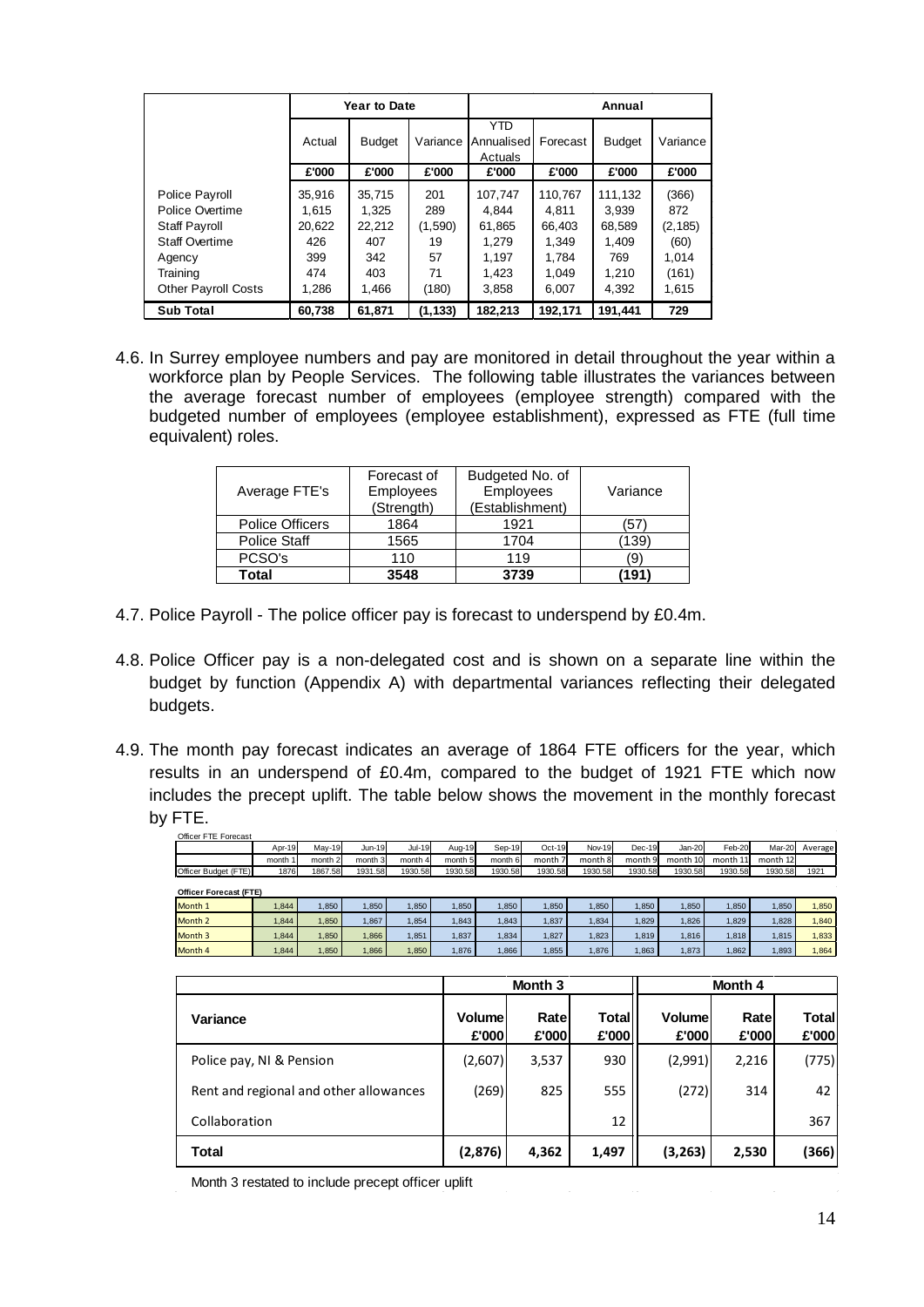| | Year to Date | | | Annual | | | |
|---|---|---|---|---|---|---|---|
| | Actual | Budget | Variance | YTD Annualised Actuals | Forecast | Budget | Variance |
| | £'000 | £'000 | £'000 | £'000 | £'000 | £'000 | £'000 |
| Police Payroll | 35,916 | 35,715 | 201 | 107,747 | 110,767 | 111,132 | (366) |
| Police Overtime | 1,615 | 1,325 | 289 | 4,844 | 4,811 | 3,939 | 872 |
| Staff Payroll | 20,622 | 22,212 | (1,590) | 61,865 | 66,403 | 68,589 | (2,185) |
| Staff Overtime | 426 | 407 | 19 | 1,279 | 1,349 | 1,409 | (60) |
| Agency | 399 | 342 | 57 | 1,197 | 1,784 | 769 | 1,014 |
| Training | 474 | 403 | 71 | 1,423 | 1,049 | 1,210 | (161) |
| Other Payroll Costs | 1,286 | 1,466 | (180) | 3,858 | 6,007 | 4,392 | 1,615 |
| **Sub Total** | **60,738** | **61,871** | **(1,133)** | **182,213** | **192,171** | **191,441** | **729** |

4.6. In Surrey employee numbers and pay are monitored in detail throughout the year within a workforce plan by People Services. The following table illustrates the variances between the average forecast number of employees (employee strength) compared with the budgeted number of employees (employee establishment), expressed as FTE (full time equivalent) roles.

| Average FTE's | Forecast of Employees (Strength) | Budgeted No. of Employees (Establishment) | Variance |
|---|---|---|---|
| Police Officers | 1864 | 1921 | (57) |
| Police Staff | 1565 | 1704 | (139) |
| PCSO's | 110 | 119 | (9) |
| **Total** | **3548** | **3739** | **(191)** |

4.7. Police Payroll - The police officer pay is forecast to underspend by £0.4m.

4.8. Police Officer pay is a non-delegated cost and is shown on a separate line within the budget by function (Appendix A) with departmental variances reflecting their delegated budgets.

4.9. The month pay forecast indicates an average of 1864 FTE officers for the year, which results in an underspend of £0.4m, compared to the budget of 1921 FTE which now includes the precept uplift. The table below shows the movement in the monthly forecast by FTE.

Officer FTE Forecast

| | Apr-19 | May-19 | Jun-19 | Jul-19 | Aug-19 | Sep-19 | Oct-19 | Nov-19 | Dec-19 | Jan-20 | Feb-20 | Mar-20 | Average |
|---|---|---|---|---|---|---|---|---|---|---|---|---|---|
| | month 1 | month 2 | month 3 | month 4 | month 5 | month 6 | month 7 | month 8 | month 9 | month 10 | month 11 | month 12 | |
| Officer Budget (FTE) | 1876 | 1867.58 | 1931.58 | 1930.58 | 1930.58 | 1930.58 | 1930.58 | 1930.58 | 1930.58 | 1930.58 | 1930.58 | 1930.58 | 1921 |

**Officer Forecast (FTE)**

| | Apr-19 | May-19 | Jun-19 | Jul-19 | Aug-19 | Sep-19 | Oct-19 | Nov-19 | Dec-19 | Jan-20 | Feb-20 | Mar-20 | Average |
|---|---|---|---|---|---|---|---|---|---|---|---|---|---|
| Month 1 | 1,844 | 1,850 | 1,850 | 1,850 | 1,850 | 1,850 | 1,850 | 1,850 | 1,850 | 1,850 | 1,850 | 1,850 | 1,850 |
| Month 2 | 1,844 | 1,850 | 1,867 | 1,854 | 1,843 | 1,843 | 1,837 | 1,834 | 1,829 | 1,826 | 1,829 | 1,828 | 1,840 |
| Month 3 | 1,844 | 1,850 | 1,866 | 1,851 | 1,837 | 1,834 | 1,827 | 1,823 | 1,819 | 1,816 | 1,818 | 1,815 | 1,833 |
| Month 4 | 1,844 | 1,850 | 1,866 | 1,850 | 1,876 | 1,866 | 1,855 | 1,876 | 1,863 | 1,873 | 1,862 | 1,893 | 1,864 |

| | Month 3 | | | Month 4 | | |
|---|---|---|---|---|---|---|
| **Variance** | **Volume £'000** | **Rate £'000** | **Total £'000** | **Volume £'000** | **Rate £'000** | **Total £'000** |
| Police pay, NI & Pension | (2,607) | 3,537 | 930 | (2,991) | 2,216 | (775) |
| Rent and regional and other allowances | (269) | 825 | 555 | (272) | 314 | 42 |
| Collaboration | | | 12 | | | 367 |
| **Total** | **(2,876)** | **4,362** | **1,497** | **(3,263)** | **2,530** | **(366)** |

Month 3 restated to include precept officer uplift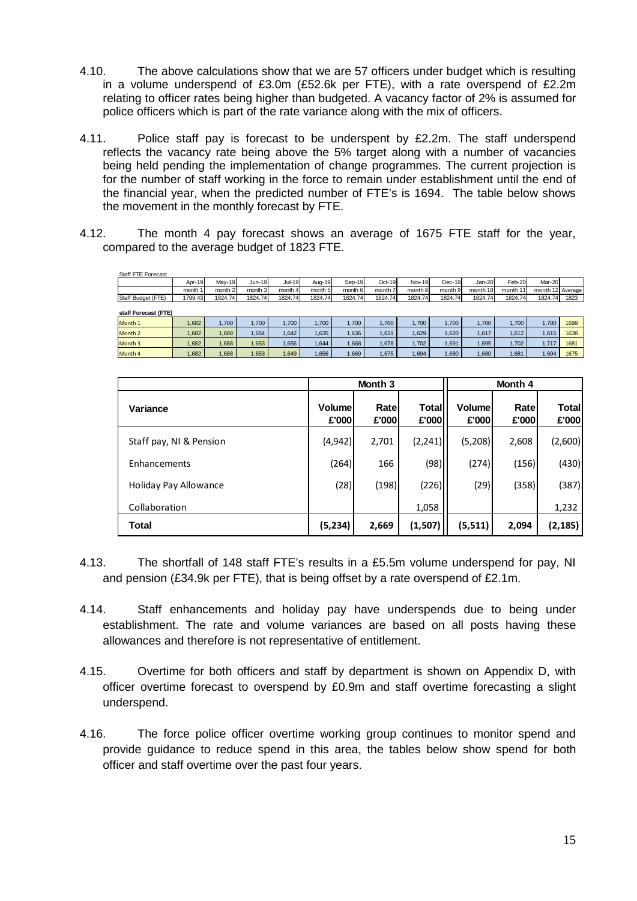4.10. The above calculations show that we are 57 officers under budget which is resulting in a volume underspend of £3.0m (£52.6k per FTE), with a rate overspend of £2.2m relating to officer rates being higher than budgeted. A vacancy factor of 2% is assumed for police officers which is part of the rate variance along with the mix of officers.

4.11. Police staff pay is forecast to be underspent by £2.2m. The staff underspend reflects the vacancy rate being above the 5% target along with a number of vacancies being held pending the implementation of change programmes. The current projection is for the number of staff working in the force to remain under establishment until the end of the financial year, when the predicted number of FTE's is 1694. The table below shows the movement in the monthly forecast by FTE.

4.12. The month 4 pay forecast shows an average of 1675 FTE staff for the year, compared to the average budget of 1823 FTE.

| Staff FTE Forecast | Apr-19 | May-19 | Jun-19 | Jul-19 | Aug-19 | Sep-19 | Oct-19 | Nov-19 | Dec-19 | Jan-20 | Feb-20 | Mar-20 | |
|---|---|---|---|---|---|---|---|---|---|---|---|---|---|
| | month 1 | month 2 | month 3 | month 4 | month 5 | month 6 | month 7 | month 8 | month 9 | month 10 | month 11 | month 12 | Average |
| Staff Budget (FTE) | 1799.43 | 1824.74 | 1824.74 | 1824.74 | 1824.74 | 1824.74 | 1824.74 | 1824.74 | 1824.74 | 1824.74 | 1824.74 | 1824.74 | 1823 |
| **staff Forecast (FTE)** | | | | | | | | | | | | | |
| Month 1 | 1,682 | 1,700 | 1,700 | 1,700 | 1,700 | 1,700 | 1,700 | 1,700 | 1,700 | 1,700 | 1,700 | 1,700 | 1699 |
| Month 2 | 1,682 | 1,688 | 1,654 | 1,642 | 1,635 | 1,636 | 1,631 | 1,629 | 1,620 | 1,617 | 1,612 | 1,615 | 1638 |
| Month 3 | 1,682 | 1,688 | 1,653 | 1,656 | 1,644 | 1,668 | 1,678 | 1,702 | 1,691 | 1,695 | 1,702 | 1,717 | 1681 |
| Month 4 | 1,682 | 1,688 | 1,653 | 1,649 | 1,656 | 1,669 | 1,675 | 1,694 | 1,680 | 1,680 | 1,681 | 1,694 | 1675 |

| | Month 3 | | | Month 4 | | |
|---|---|---|---|---|---|---|
| **Variance** | **Volume £'000** | **Rate £'000** | **Total £'000** | **Volume £'000** | **Rate £'000** | **Total £'000** |
| Staff pay, NI & Pension | (4,942) | 2,701 | (2,241) | (5,208) | 2,608 | (2,600) |
| Enhancements | (264) | 166 | (98) | (274) | (156) | (430) |
| Holiday Pay Allowance | (28) | (198) | (226) | (29) | (358) | (387) |
| Collaboration | | | 1,058 | | | 1,232 |
| **Total** | **(5,234)** | **2,669** | **(1,507)** | **(5,511)** | **2,094** | **(2,185)** |

4.13. The shortfall of 148 staff FTE's results in a £5.5m volume underspend for pay, NI and pension (£34.9k per FTE), that is being offset by a rate overspend of £2.1m.

4.14. Staff enhancements and holiday pay have underspends due to being under establishment. The rate and volume variances are based on all posts having these allowances and therefore is not representative of entitlement.

4.15. Overtime for both officers and staff by department is shown on Appendix D, with officer overtime forecast to overspend by £0.9m and staff overtime forecasting a slight underspend.

4.16. The force police officer overtime working group continues to monitor spend and provide guidance to reduce spend in this area, the tables below show spend for both officer and staff overtime over the past four years.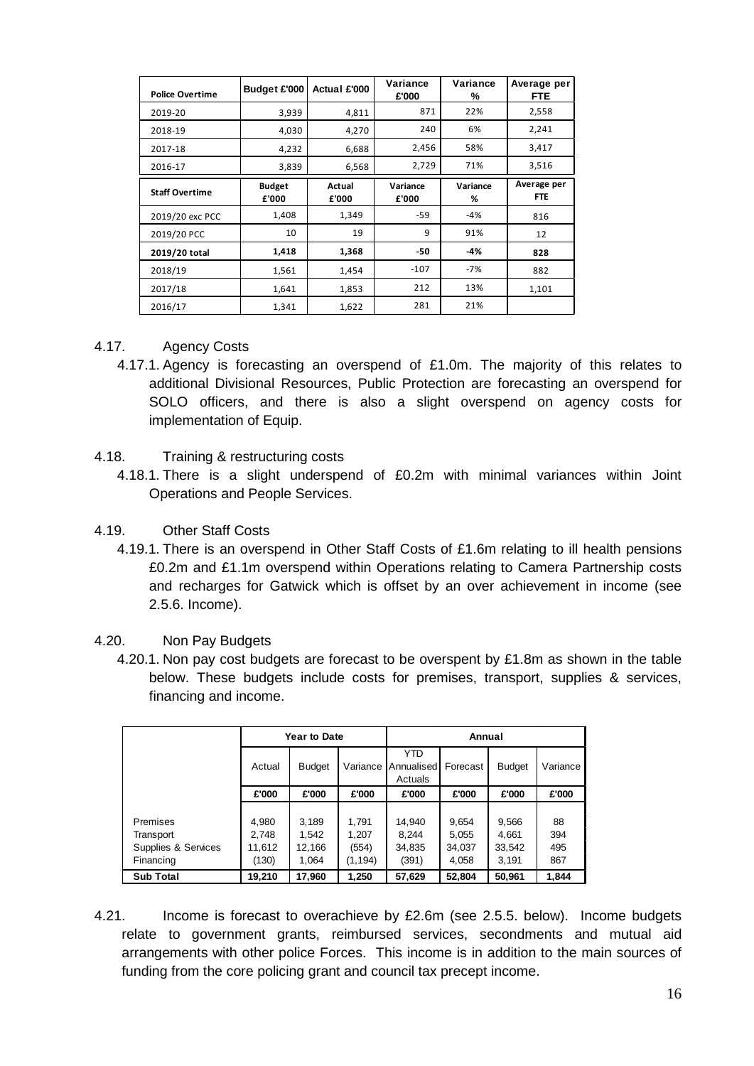| Police Overtime | Budget £'000 | Actual £'000 | Variance £'000 | Variance % | Average per FTE |
|---|---|---|---|---|---|
| 2019-20 | 3,939 | 4,811 | 871 | 22% | 2,558 |
| 2018-19 | 4,030 | 4,270 | 240 | 6% | 2,241 |
| 2017-18 | 4,232 | 6,688 | 2,456 | 58% | 3,417 |
| 2016-17 | 3,839 | 6,568 | 2,729 | 71% | 3,516 |
| **Staff Overtime** | **Budget £'000** | **Actual £'000** | **Variance £'000** | **Variance %** | **Average per FTE** |
| 2019/20 exc PCC | 1,408 | 1,349 | -59 | -4% | 816 |
| 2019/20 PCC | 10 | 19 | 9 | 91% | 12 |
| **2019/20 total** | **1,418** | **1,368** | **-50** | **-4%** | **828** |
| 2018/19 | 1,561 | 1,454 | -107 | -7% | 882 |
| 2017/18 | 1,641 | 1,853 | 212 | 13% | 1,101 |
| 2016/17 | 1,341 | 1,622 | 281 | 21% | |

4.17. Agency Costs

4.17.1. Agency is forecasting an overspend of £1.0m. The majority of this relates to additional Divisional Resources, Public Protection are forecasting an overspend for SOLO officers, and there is also a slight overspend on agency costs for implementation of Equip.

4.18. Training & restructuring costs

4.18.1. There is a slight underspend of £0.2m with minimal variances within Joint Operations and People Services.

4.19. Other Staff Costs

4.19.1. There is an overspend in Other Staff Costs of £1.6m relating to ill health pensions £0.2m and £1.1m overspend within Operations relating to Camera Partnership costs and recharges for Gatwick which is offset by an over achievement in income (see 2.5.6. Income).

4.20. Non Pay Budgets

4.20.1. Non pay cost budgets are forecast to be overspent by £1.8m as shown in the table below. These budgets include costs for premises, transport, supplies & services, financing and income.

| | Year to Date | | | Annual | | | |
|---|---|---|---|---|---|---|---|
| | Actual | Budget | Variance | YTD Annualised Actuals | Forecast | Budget | Variance |
| | £'000 | £'000 | £'000 | £'000 | £'000 | £'000 | £'000 |
| Premises | 4,980 | 3,189 | 1,791 | 14,940 | 9,654 | 9,566 | 88 |
| Transport | 2,748 | 1,542 | 1,207 | 8,244 | 5,055 | 4,661 | 394 |
| Supplies & Services | 11,612 | 12,166 | (554) | 34,835 | 34,037 | 33,542 | 495 |
| Financing | (130) | 1,064 | (1,194) | (391) | 4,058 | 3,191 | 867 |
| **Sub Total** | **19,210** | **17,960** | **1,250** | **57,629** | **52,804** | **50,961** | **1,844** |

4.21. Income is forecast to overachieve by £2.6m (see 2.5.5. below). Income budgets relate to government grants, reimbursed services, secondments and mutual aid arrangements with other police Forces. This income is in addition to the main sources of funding from the core policing grant and council tax precept income.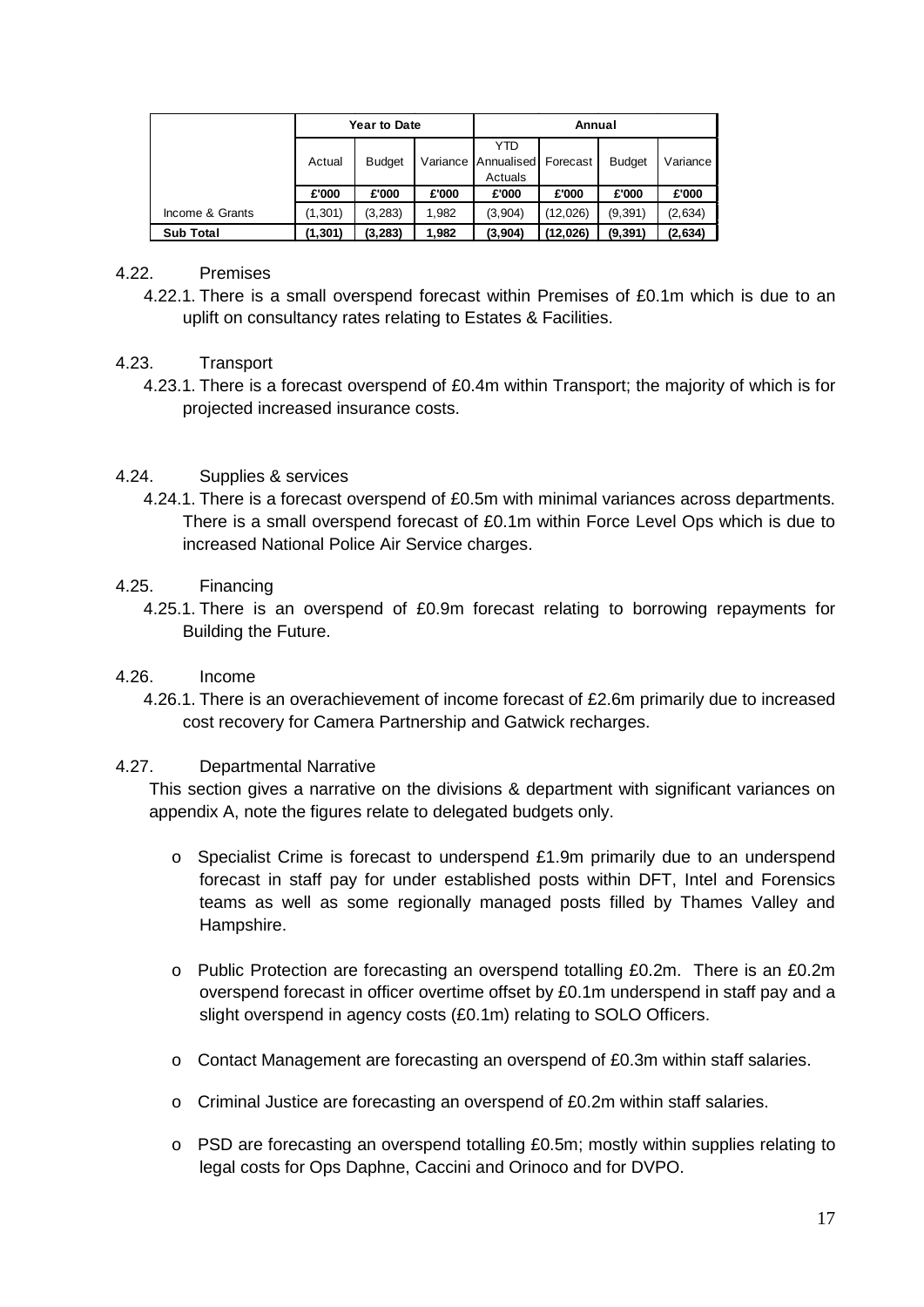| | Year to Date | | | Annual | | | |
|---|---|---|---|---|---|---|---|
| | Actual | Budget | Variance | YTD Annualised Actuals | Forecast | Budget | Variance |
| | £'000 | £'000 | £'000 | £'000 | £'000 | £'000 | £'000 |
| Income & Grants | (1,301) | (3,283) | 1,982 | (3,904) | (12,026) | (9,391) | (2,634) |
| **Sub Total** | **(1,301)** | **(3,283)** | **1,982** | **(3,904)** | **(12,026)** | **(9,391)** | **(2,634)** |

4.22. Premises

4.22.1. There is a small overspend forecast within Premises of £0.1m which is due to an uplift on consultancy rates relating to Estates & Facilities.

4.23. Transport

4.23.1. There is a forecast overspend of £0.4m within Transport; the majority of which is for projected increased insurance costs.

4.24. Supplies & services

4.24.1. There is a forecast overspend of £0.5m with minimal variances across departments. There is a small overspend forecast of £0.1m within Force Level Ops which is due to increased National Police Air Service charges.

4.25. Financing

4.25.1. There is an overspend of £0.9m forecast relating to borrowing repayments for Building the Future.

4.26. Income

4.26.1. There is an overachievement of income forecast of £2.6m primarily due to increased cost recovery for Camera Partnership and Gatwick recharges.

4.27. Departmental Narrative

This section gives a narrative on the divisions & department with significant variances on appendix A, note the figures relate to delegated budgets only.

- Specialist Crime is forecast to underspend £1.9m primarily due to an underspend forecast in staff pay for under established posts within DFT, Intel and Forensics teams as well as some regionally managed posts filled by Thames Valley and Hampshire.
- Public Protection are forecasting an overspend totalling £0.2m. There is an £0.2m overspend forecast in officer overtime offset by £0.1m underspend in staff pay and a slight overspend in agency costs (£0.1m) relating to SOLO Officers.
- Contact Management are forecasting an overspend of £0.3m within staff salaries.
- Criminal Justice are forecasting an overspend of £0.2m within staff salaries.
- PSD are forecasting an overspend totalling £0.5m; mostly within supplies relating to legal costs for Ops Daphne, Caccini and Orinoco and for DVPO.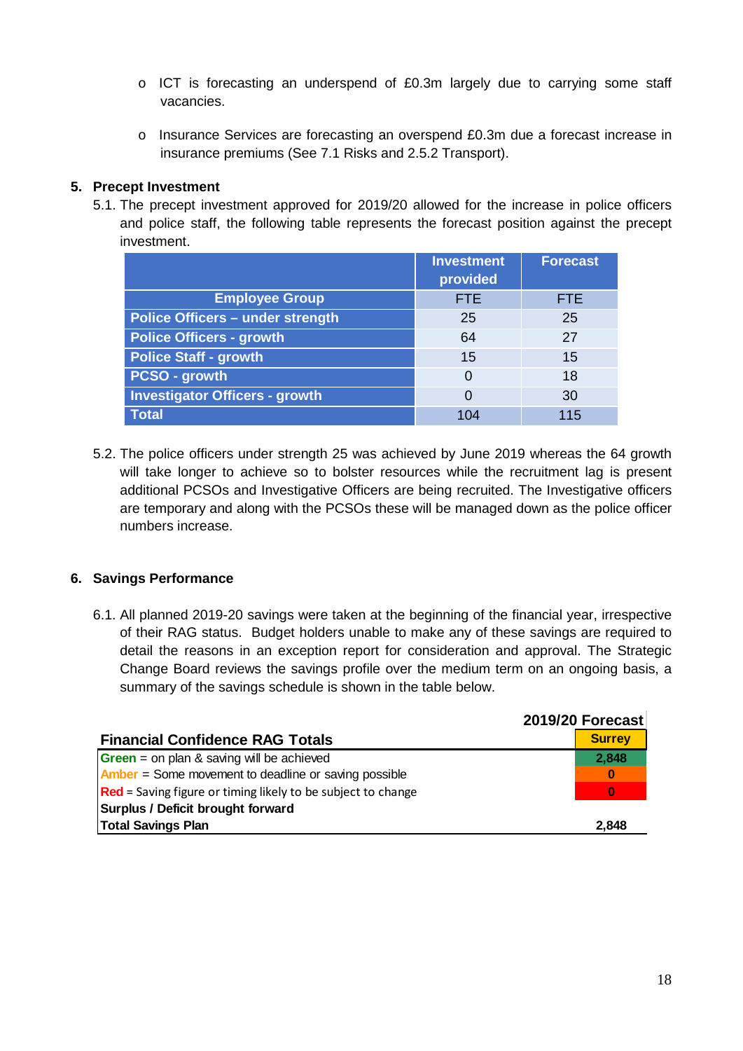- ICT is forecasting an underspend of £0.3m largely due to carrying some staff vacancies.

- Insurance Services are forecasting an overspend £0.3m due a forecast increase in insurance premiums (See 7.1 Risks and 2.5.2 Transport).

## 5. Precept Investment

5.1. The precept investment approved for 2019/20 allowed for the increase in police officers and police staff, the following table represents the forecast position against the precept investment.

| | Investment provided | Forecast |
|---|---|---|
| **Employee Group** | FTE | FTE |
| **Police Officers – under strength** | 25 | 25 |
| **Police Officers - growth** | 64 | 27 |
| **Police Staff - growth** | 15 | 15 |
| **PCSO - growth** | 0 | 18 |
| **Investigator Officers - growth** | 0 | 30 |
| **Total** | 104 | 115 |

5.2. The police officers under strength 25 was achieved by June 2019 whereas the 64 growth will take longer to achieve so to bolster resources while the recruitment lag is present additional PCSOs and Investigative Officers are being recruited. The Investigative officers are temporary and along with the PCSOs these will be managed down as the police officer numbers increase.

## 6. Savings Performance

6.1. All planned 2019-20 savings were taken at the beginning of the financial year, irrespective of their RAG status. Budget holders unable to make any of these savings are required to detail the reasons in an exception report for consideration and approval. The Strategic Change Board reviews the savings profile over the medium term on an ongoing basis, a summary of the savings schedule is shown in the table below.

| **Financial Confidence RAG Totals** | **2019/20 Forecast** |
|---|---|
| | **Surrey** |
| **Green** = on plan & saving will be achieved | **2,848** |
| **Amber** = Some movement to deadline or saving possible | **0** |
| **Red** = Saving figure or timing likely to be subject to change | **0** |
| **Surplus / Deficit brought forward** | |
| **Total Savings Plan** | **2,848** |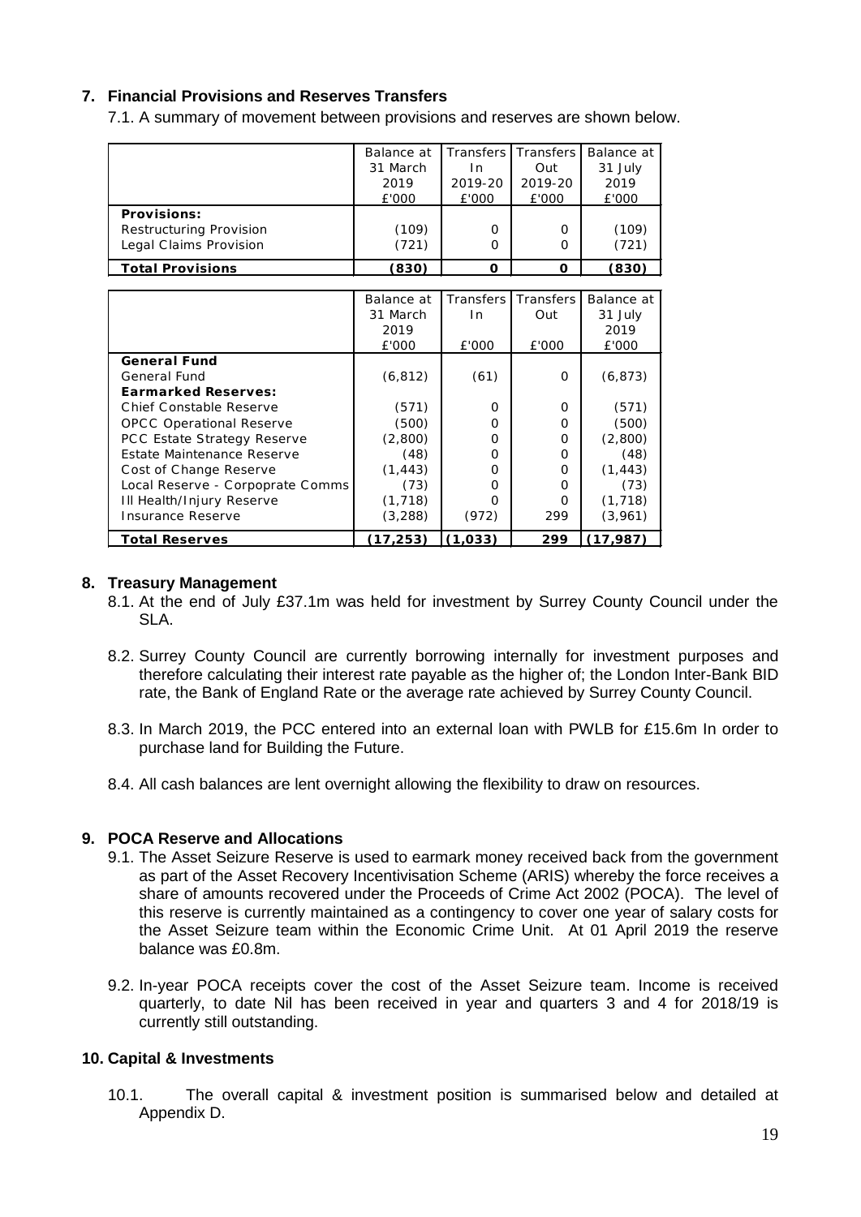## 7. Financial Provisions and Reserves Transfers

7.1. A summary of movement between provisions and reserves are shown below.

| | Balance at 31 March 2019 £'000 | Transfers In 2019-20 £'000 | Transfers Out 2019-20 £'000 | Balance at 31 July 2019 £'000 |
|---|---|---|---|---|
| **Provisions:** | | | | |
| Restructuring Provision | (109) | 0 | 0 | (109) |
| Legal Claims Provision | (721) | 0 | 0 | (721) |
| **Total Provisions** | **(830)** | **0** | **0** | **(830)** |

| | Balance at 31 March 2019 £'000 | Transfers In £'000 | Transfers Out £'000 | Balance at 31 July 2019 £'000 |
|---|---|---|---|---|
| **General Fund** | | | | |
| General Fund | (6,812) | (61) | 0 | (6,873) |
| **Earmarked Reserves:** | | | | |
| Chief Constable Reserve | (571) | 0 | 0 | (571) |
| OPCC Operational Reserve | (500) | 0 | 0 | (500) |
| PCC Estate Strategy Reserve | (2,800) | 0 | 0 | (2,800) |
| Estate Maintenance Reserve | (48) | 0 | 0 | (48) |
| Cost of Change Reserve | (1,443) | 0 | 0 | (1,443) |
| Local Reserve - Corpoprate Comms | (73) | 0 | 0 | (73) |
| Ill Health/Injury Reserve | (1,718) | 0 | 0 | (1,718) |
| Insurance Reserve | (3,288) | (972) | 299 | (3,961) |
| **Total Reserves** | **(17,253)** | **(1,033)** | **299** | **(17,987)** |

## 8. Treasury Management

8.1. At the end of July £37.1m was held for investment by Surrey County Council under the SLA.

8.2. Surrey County Council are currently borrowing internally for investment purposes and therefore calculating their interest rate payable as the higher of; the London Inter-Bank BID rate, the Bank of England Rate or the average rate achieved by Surrey County Council.

8.3. In March 2019, the PCC entered into an external loan with PWLB for £15.6m In order to purchase land for Building the Future.

8.4. All cash balances are lent overnight allowing the flexibility to draw on resources.

## 9. POCA Reserve and Allocations

9.1. The Asset Seizure Reserve is used to earmark money received back from the government as part of the Asset Recovery Incentivisation Scheme (ARIS) whereby the force receives a share of amounts recovered under the Proceeds of Crime Act 2002 (POCA). The level of this reserve is currently maintained as a contingency to cover one year of salary costs for the Asset Seizure team within the Economic Crime Unit. At 01 April 2019 the reserve balance was £0.8m.

9.2. In-year POCA receipts cover the cost of the Asset Seizure team. Income is received quarterly, to date Nil has been received in year and quarters 3 and 4 for 2018/19 is currently still outstanding.

## 10. Capital & Investments

10.1. The overall capital & investment position is summarised below and detailed at Appendix D.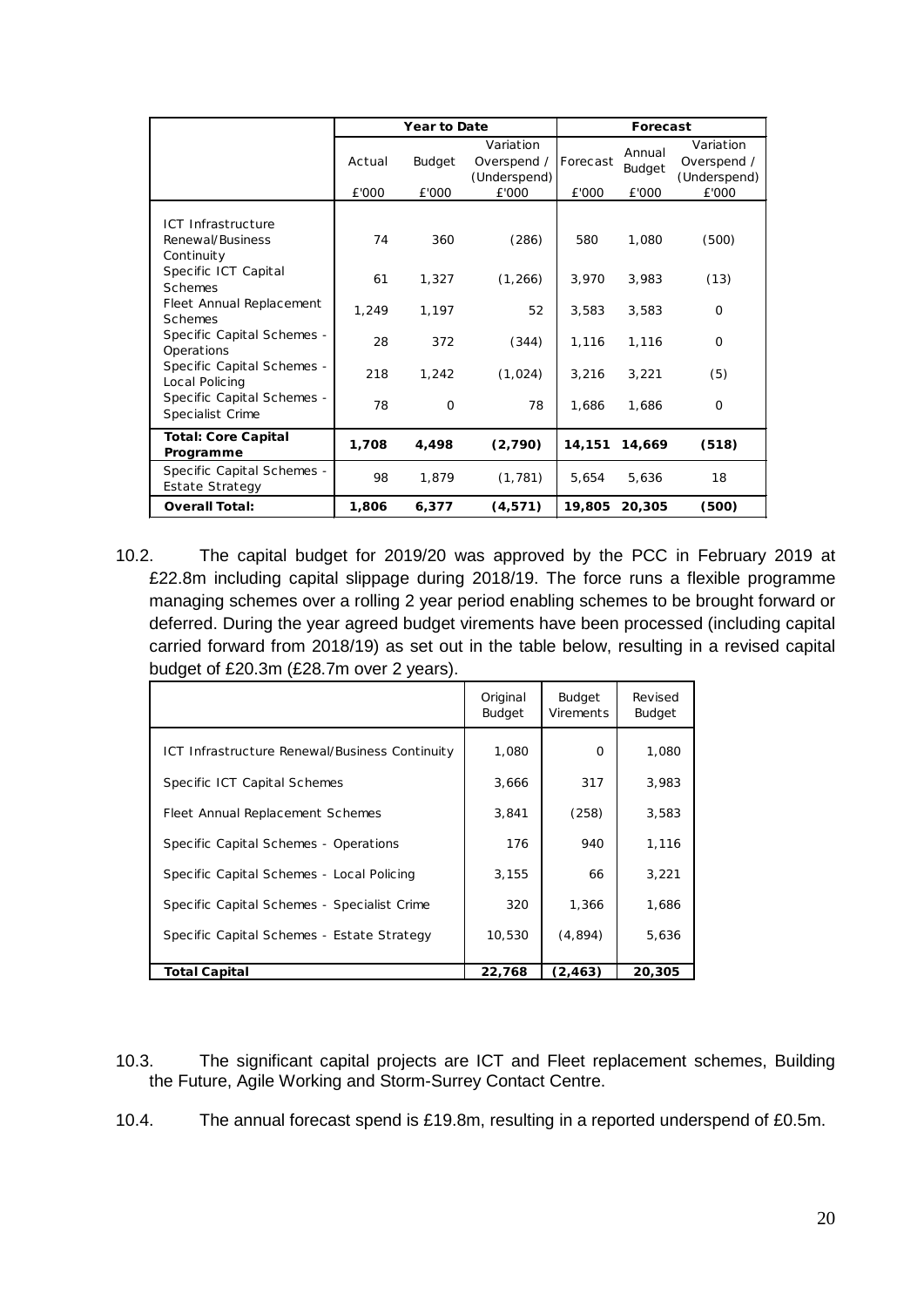| | Year to Date | | | Forecast | | |
|---|---|---|---|---|---|---|
| | Actual | Budget | Variation Overspend / (Underspend) | Forecast | Annual Budget | Variation Overspend / (Underspend) |
| | £'000 | £'000 | £'000 | £'000 | £'000 | £'000 |
| ICT Infrastructure Renewal/Business Continuity | 74 | 360 | (286) | 580 | 1,080 | (500) |
| Specific ICT Capital Schemes | 61 | 1,327 | (1,266) | 3,970 | 3,983 | (13) |
| Fleet Annual Replacement Schemes | 1,249 | 1,197 | 52 | 3,583 | 3,583 | 0 |
| Specific Capital Schemes - Operations | 28 | 372 | (344) | 1,116 | 1,116 | 0 |
| Specific Capital Schemes - Local Policing | 218 | 1,242 | (1,024) | 3,216 | 3,221 | (5) |
| Specific Capital Schemes - Specialist Crime | 78 | 0 | 78 | 1,686 | 1,686 | 0 |
| **Total: Core Capital Programme** | **1,708** | **4,498** | **(2,790)** | **14,151** | **14,669** | **(518)** |
| Specific Capital Schemes - Estate Strategy | 98 | 1,879 | (1,781) | 5,654 | 5,636 | 18 |
| **Overall Total:** | **1,806** | **6,377** | **(4,571)** | **19,805** | **20,305** | **(500)** |

10.2. The capital budget for 2019/20 was approved by the PCC in February 2019 at £22.8m including capital slippage during 2018/19. The force runs a flexible programme managing schemes over a rolling 2 year period enabling schemes to be brought forward or deferred. During the year agreed budget virements have been processed (including capital carried forward from 2018/19) as set out in the table below, resulting in a revised capital budget of £20.3m (£28.7m over 2 years).

| | Original Budget | Budget Virements | Revised Budget |
|---|---|---|---|
| ICT Infrastructure Renewal/Business Continuity | 1,080 | 0 | 1,080 |
| Specific ICT Capital Schemes | 3,666 | 317 | 3,983 |
| Fleet Annual Replacement Schemes | 3,841 | (258) | 3,583 |
| Specific Capital Schemes - Operations | 176 | 940 | 1,116 |
| Specific Capital Schemes - Local Policing | 3,155 | 66 | 3,221 |
| Specific Capital Schemes - Specialist Crime | 320 | 1,366 | 1,686 |
| Specific Capital Schemes - Estate Strategy | 10,530 | (4,894) | 5,636 |
| **Total Capital** | **22,768** | **(2,463)** | **20,305** |

10.3. The significant capital projects are ICT and Fleet replacement schemes, Building the Future, Agile Working and Storm-Surrey Contact Centre.

10.4. The annual forecast spend is £19.8m, resulting in a reported underspend of £0.5m.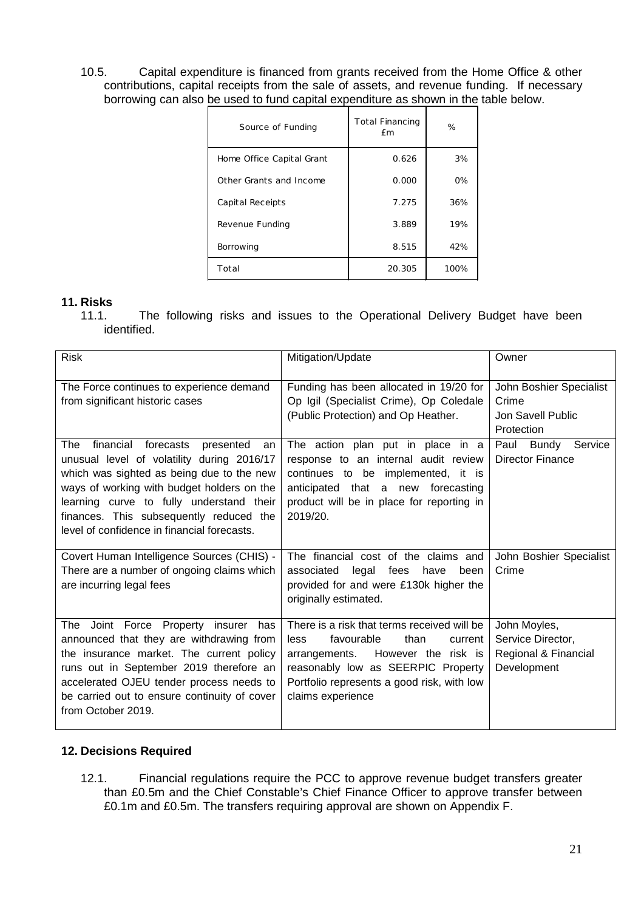10.5. Capital expenditure is financed from grants received from the Home Office & other contributions, capital receipts from the sale of assets, and revenue funding. If necessary borrowing can also be used to fund capital expenditure as shown in the table below.

| Source of Funding | Total Financing £m | % |
|---|---|---|
| Home Office Capital Grant | 0.626 | 3% |
| Other Grants and Income | 0.000 | 0% |
| Capital Receipts | 7.275 | 36% |
| Revenue Funding | 3.889 | 19% |
| Borrowing | 8.515 | 42% |
| Total | 20.305 | 100% |

## 11. Risks

11.1. The following risks and issues to the Operational Delivery Budget have been identified.

| Risk | Mitigation/Update | Owner |
|---|---|---|
| The Force continues to experience demand from significant historic cases | Funding has been allocated in 19/20 for Op Igil (Specialist Crime), Op Coledale (Public Protection) and Op Heather. | John Boshier Specialist Crime<br>Jon Savell Public Protection |
| The financial forecasts presented an unusual level of volatility during 2016/17 which was sighted as being due to the new ways of working with budget holders on the learning curve to fully understand their finances. This subsequently reduced the level of confidence in financial forecasts. | The action plan put in place in a response to an internal audit review continues to be implemented, it is anticipated that a new forecasting product will be in place for reporting in 2019/20. | Paul Bundy Service Director Finance |
| Covert Human Intelligence Sources (CHIS) - There are a number of ongoing claims which are incurring legal fees | The financial cost of the claims and associated legal fees have been provided for and were £130k higher the originally estimated. | John Boshier Specialist Crime |
| The Joint Force Property insurer has announced that they are withdrawing from the insurance market. The current policy runs out in September 2019 therefore an accelerated OJEU tender process needs to be carried out to ensure continuity of cover from October 2019. | There is a risk that terms received will be less favourable than current arrangements. However the risk is reasonably low as SEERPIC Property Portfolio represents a good risk, with low claims experience | John Moyles, Service Director, Regional & Financial Development |

## 12. Decisions Required

12.1. Financial regulations require the PCC to approve revenue budget transfers greater than £0.5m and the Chief Constable's Chief Finance Officer to approve transfer between £0.1m and £0.5m. The transfers requiring approval are shown on Appendix F.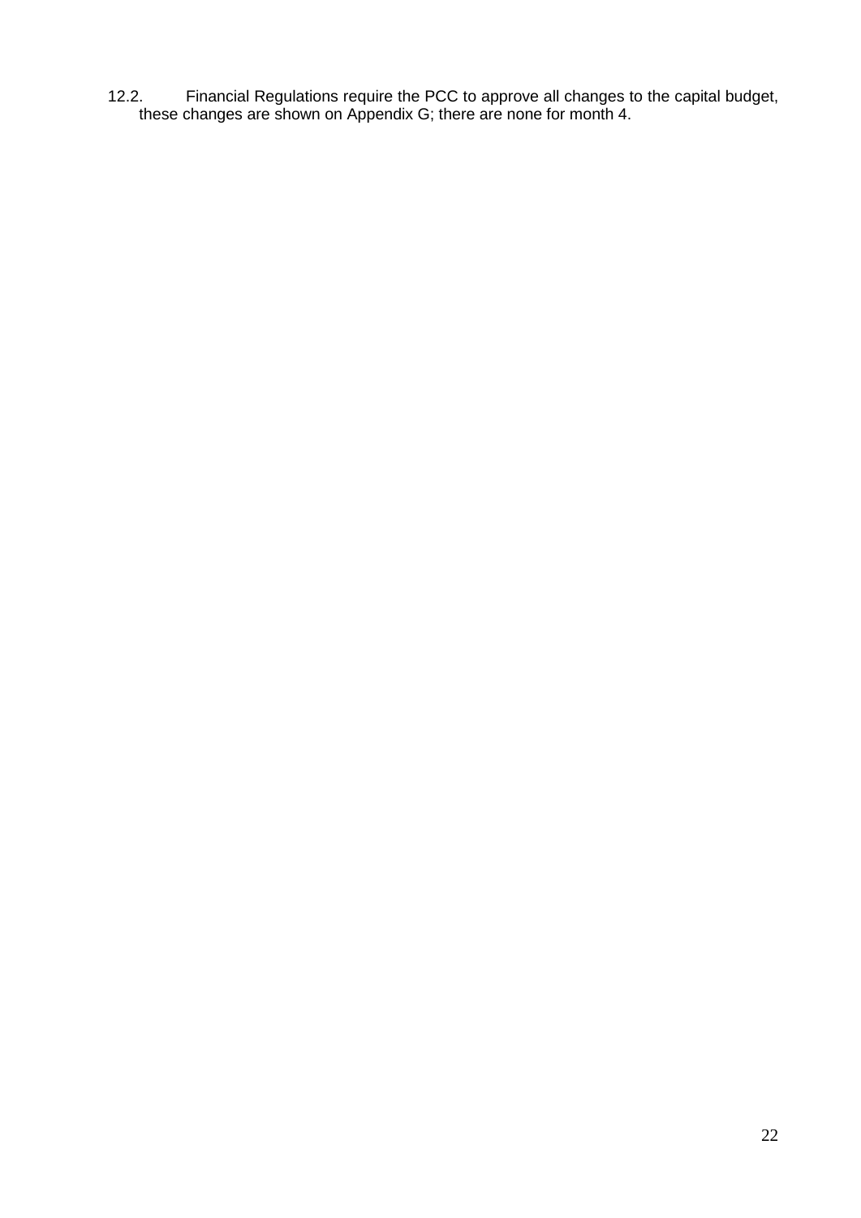12.2. Financial Regulations require the PCC to approve all changes to the capital budget, these changes are shown on Appendix G; there are none for month 4.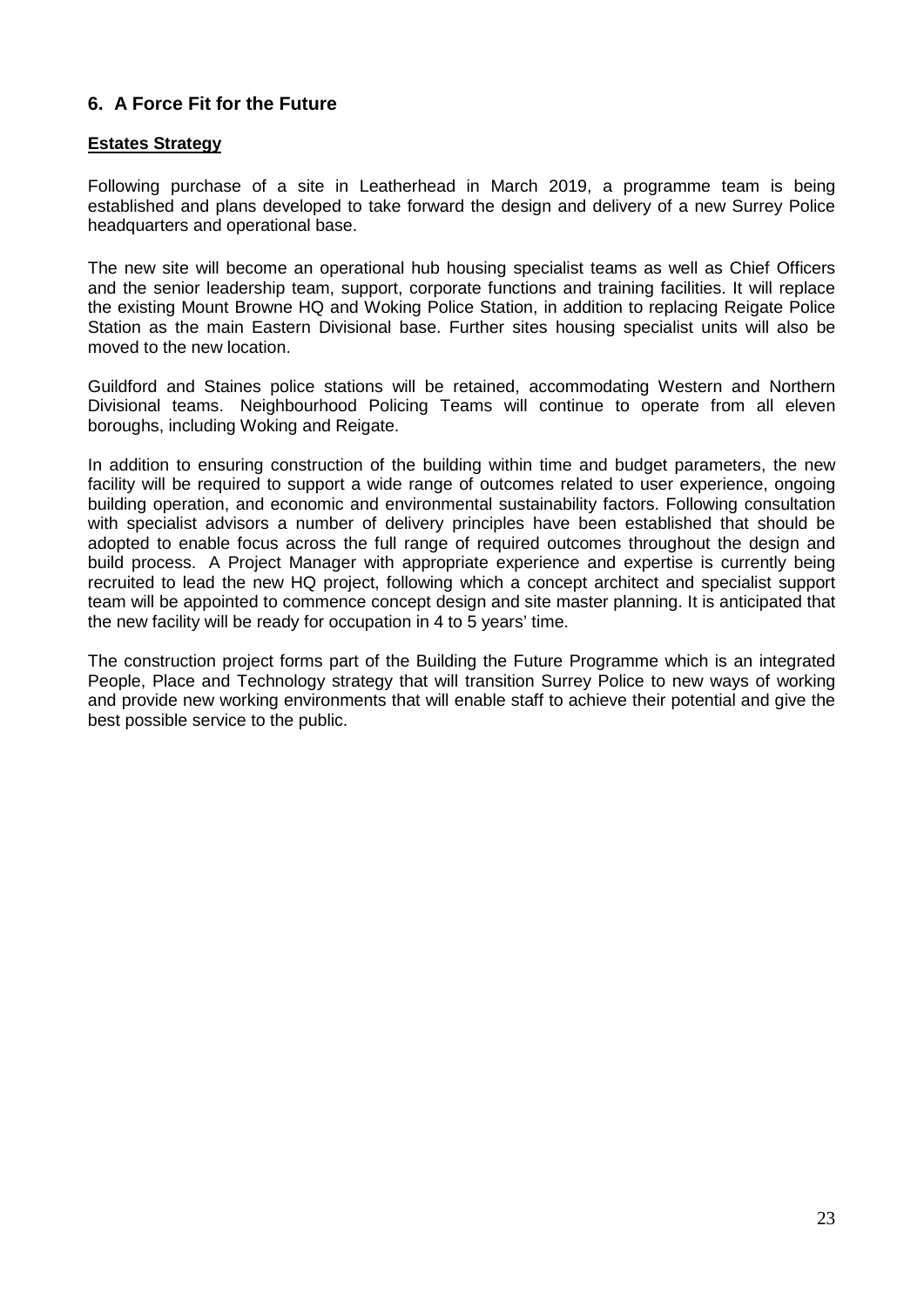## 6. A Force Fit for the Future

**Estates Strategy**

Following purchase of a site in Leatherhead in March 2019, a programme team is being established and plans developed to take forward the design and delivery of a new Surrey Police headquarters and operational base.

The new site will become an operational hub housing specialist teams as well as Chief Officers and the senior leadership team, support, corporate functions and training facilities. It will replace the existing Mount Browne HQ and Woking Police Station, in addition to replacing Reigate Police Station as the main Eastern Divisional base. Further sites housing specialist units will also be moved to the new location.

Guildford and Staines police stations will be retained, accommodating Western and Northern Divisional teams. Neighbourhood Policing Teams will continue to operate from all eleven boroughs, including Woking and Reigate.

In addition to ensuring construction of the building within time and budget parameters, the new facility will be required to support a wide range of outcomes related to user experience, ongoing building operation, and economic and environmental sustainability factors. Following consultation with specialist advisors a number of delivery principles have been established that should be adopted to enable focus across the full range of required outcomes throughout the design and build process. A Project Manager with appropriate experience and expertise is currently being recruited to lead the new HQ project, following which a concept architect and specialist support team will be appointed to commence concept design and site master planning. It is anticipated that the new facility will be ready for occupation in 4 to 5 years' time.

The construction project forms part of the Building the Future Programme which is an integrated People, Place and Technology strategy that will transition Surrey Police to new ways of working and provide new working environments that will enable staff to achieve their potential and give the best possible service to the public.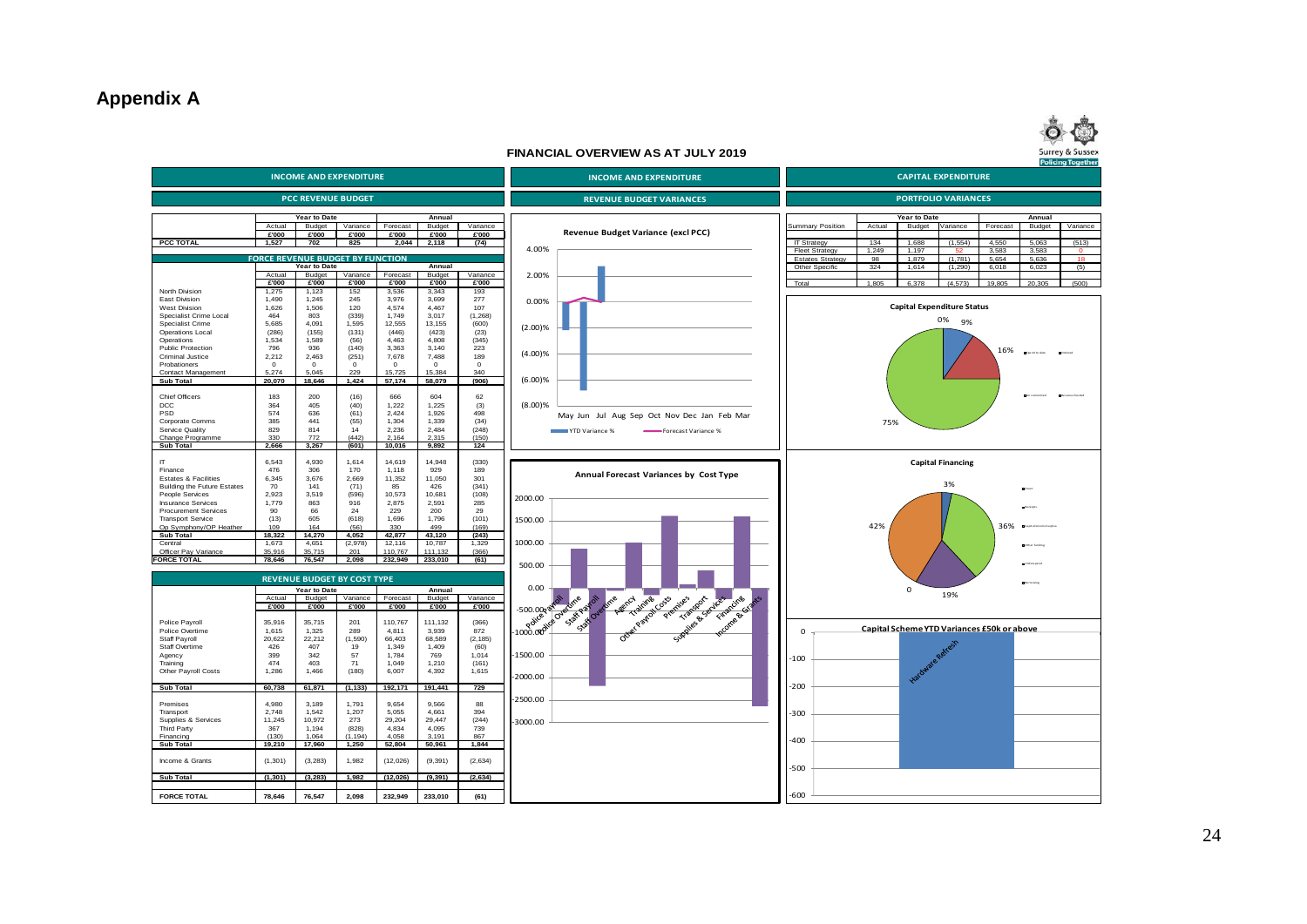# Appendix A

## FINANCIAL OVERVIEW AS AT JULY 2019

### INCOME AND EXPENDITURE

#### PCC REVENUE BUDGET

| | Year to Date | | | Annual | | |
|---|---|---|---|---|---|---|
| | Actual | Budget | Variance | Forecast | Budget | Variance |
| | £'000 | £'000 | £'000 | £'000 | £'000 | £'000 |
| **PCC TOTAL** | **1,527** | **702** | **825** | **2,044** | **2,118** | **(74)** |

#### FORCE REVENUE BUDGET BY FUNCTION

| | Year to Date | | | Annual | | |
|---|---|---|---|---|---|---|
| | Actual | Budget | Variance | Forecast | Budget | Variance |
| | £'000 | £'000 | £'000 | £'000 | £'000 | £'000 |
| North Division | 1,275 | 1,123 | 152 | 3,536 | 3,343 | 193 |
| East Division | 1,490 | 1,245 | 245 | 3,976 | 3,699 | 277 |
| West Division | 1,626 | 1,506 | 120 | 4,574 | 4,467 | 107 |
| Specialist Crime Local | 464 | 803 | (339) | 1,749 | 3,017 | (1,268) |
| Specialist Crime | 5,685 | 4,091 | 1,595 | 12,555 | 13,155 | (600) |
| Operations Local | (286) | (155) | (131) | (446) | (423) | (23) |
| Operations | 1,534 | 1,589 | (56) | 4,463 | 4,808 | (345) |
| Public Protection | 796 | 936 | (140) | 3,363 | 3,140 | 223 |
| Criminal Justice | 2,212 | 2,463 | (251) | 7,678 | 7,488 | 189 |
| Probationers | 0 | 0 | 0 | 0 | 0 | 0 |
| Contact Management | 5,274 | 5,045 | 229 | 15,725 | 15,384 | 340 |
| **Sub Total** | **20,070** | **18,646** | **1,424** | **57,174** | **58,079** | **(906)** |
| | | | | | | |
| Chief Officers | 183 | 200 | (16) | 666 | 604 | 62 |
| DCC | 364 | 405 | (40) | 1,222 | 1,225 | (3) |
| PSD | 574 | 636 | (61) | 2,424 | 1,926 | 498 |
| Corporate Comms | 385 | 441 | (55) | 1,304 | 1,339 | (34) |
| Service Quality | 829 | 814 | 14 | 2,236 | 2,484 | (248) |
| Change Programme | 330 | 772 | (442) | 2,164 | 2,315 | (150) |
| **Sub Total** | **2,666** | **3,267** | **(601)** | **10,016** | **9,892** | **124** |
| | | | | | | |
| IT | 6,543 | 4,930 | 1,614 | 14,619 | 14,948 | (330) |
| Finance | 476 | 306 | 170 | 1,118 | 929 | 189 |
| Estates & Facilities | 6,345 | 3,676 | 2,669 | 11,352 | 11,050 | 301 |
| Building the Future Estates | 70 | 141 | (71) | 85 | 426 | (341) |
| People Services | 2,923 | 3,519 | (596) | 10,573 | 10,681 | (108) |
| Insurance Services | 1,779 | 863 | 916 | 2,875 | 2,591 | 285 |
| Procurement Services | 90 | 66 | 24 | 229 | 200 | 29 |
| Transport Service | (13) | 605 | (618) | 1,696 | 1,796 | (101) |
| Op Symphony/OP Heather | 109 | 164 | (56) | 330 | 499 | (169) |
| **Sub Total** | **18,322** | **14,270** | **4,052** | **42,877** | **43,120** | **(243)** |
| Central | 1,673 | 4,651 | (2,978) | 12,116 | 10,787 | 1,329 |
| Officer Pay Variance | 35,916 | 35,715 | 201 | 110,767 | 111,132 | (366) |
| **FORCE TOTAL** | **78,646** | **76,547** | **2,098** | **232,949** | **233,010** | **(61)** |

#### REVENUE BUDGET BY COST TYPE

| | Year to Date | | | Annual | | |
|---|---|---|---|---|---|---|
| | Actual | Budget | Variance | Forecast | Budget | Variance |
| | £'000 | £'000 | £'000 | £'000 | £'000 | £'000 |
| Police Payroll | 35,916 | 35,715 | 201 | 110,767 | 111,132 | (366) |
| Police Overtime | 1,615 | 1,325 | 289 | 4,811 | 3,939 | 872 |
| Staff Payroll | 20,622 | 22,212 | (1,590) | 66,403 | 68,589 | (2,185) |
| Staff Overtime | 426 | 407 | 19 | 1,349 | 1,409 | (60) |
| Agency | 399 | 342 | 57 | 1,784 | 769 | 1,014 |
| Training | 474 | 403 | 71 | 1,049 | 1,210 | (161) |
| Other Payroll Costs | 1,286 | 1,466 | (180) | 6,007 | 4,392 | 1,615 |
| **Sub Total** | **60,738** | **61,871** | **(1,133)** | **192,171** | **191,441** | **729** |
| | | | | | | |
| Premises | 4,980 | 3,189 | 1,791 | 9,654 | 9,566 | 88 |
| Transport | 2,748 | 1,542 | 1,207 | 5,055 | 4,661 | 394 |
| Supplies & Services | 11,245 | 10,972 | 273 | 29,204 | 29,447 | (244) |
| Third Party | 367 | 1,194 | (828) | 4,834 | 4,095 | 739 |
| Financing | (130) | 1,064 | (1,194) | 4,058 | 3,191 | 867 |
| **Sub Total** | **19,210** | **17,960** | **1,250** | **52,804** | **50,961** | **1,844** |
| | | | | | | |
| Income & Grants | (1,301) | (3,283) | 1,982 | (12,026) | (9,391) | (2,634) |
| **Sub Total** | **(1,301)** | **(3,283)** | **1,982** | **(12,026)** | **(9,391)** | **(2,634)** |
| | | | | | | |
| **FORCE TOTAL** | **78,646** | **76,547** | **2,098** | **232,949** | **233,010** | **(61)** |

### INCOME AND EXPENDITURE

#### REVENUE BUDGET VARIANCES

Revenue Budget Variance (excl PCC)

Annual Forecast Variances by Cost Type

### CAPITAL EXPENDITURE

#### PORTFOLIO VARIANCES

| Summary Position | Year to Date | | | Annual | | |
|---|---|---|---|---|---|---|
| | Actual | Budget | Variance | Forecast | Budget | Variance |
| IT Strategy | 134 | 1,688 | (1,554) | 4,550 | 5,063 | (513) |
| Fleet Strategy | 1,249 | 1,197 | 52 | 3,583 | 3,583 | 0 |
| Estates Strategy | 98 | 1,879 | (1,781) | 5,654 | 5,636 | 18 |
| Other Specific | 324 | 1,614 | (1,290) | 6,018 | 6,023 | (5) |
| Total | 1,805 | 6,378 | (4,573) | 19,805 | 20,305 | (500) |

Capital Expenditure Status

Capital Financing

Capital Scheme YTD Variances £50k or above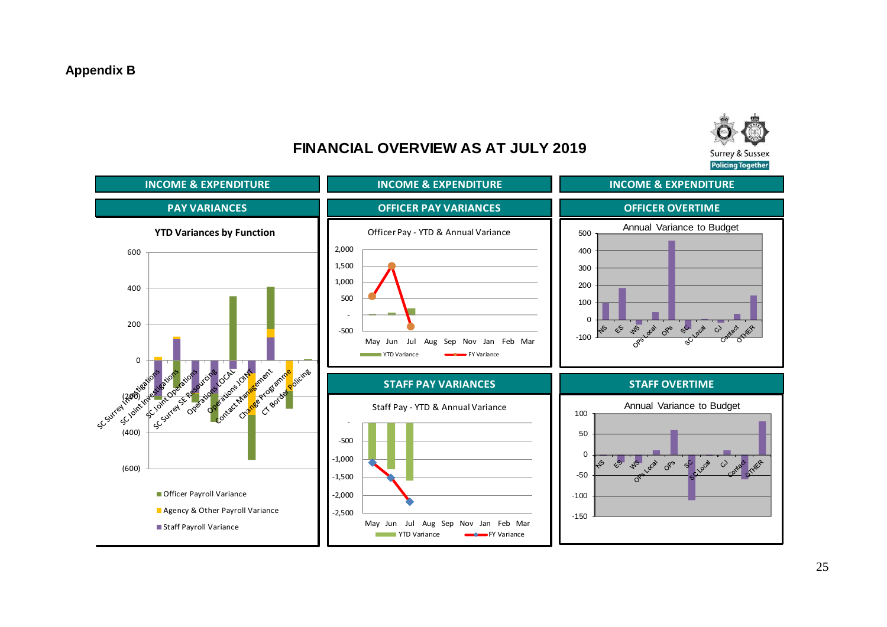**Appendix B**

# FINANCIAL OVERVIEW AS AT JULY 2019

Surrey & Sussex
Policing Together

## INCOME & EXPENDITURE

### PAY VARIANCES

**YTD Variances by Function**

600
400
200
0
(200)
(400)
(600)

SC Surrey Investigations, SC Joint Investigations, SC Joint Operations, SC Surrey SE Resourcing, Operations LOCAL, Operations JOINT, Contact Management, Change Programme, CT Border Policing

■ Officer Payroll Variance
■ Agency & Other Payroll Variance
■ Staff Payroll Variance

## INCOME & EXPENDITURE

### OFFICER PAY VARIANCES

Officer Pay - YTD & Annual Variance

2,000
1,500
1,000
500
-
-500

May Jun Jul Aug Sep Nov Jan Feb Mar

YTD Variance — FY Variance

### STAFF PAY VARIANCES

Staff Pay - YTD & Annual Variance

-
-500
-1,000
-1,500
-2,000
-2,500

May Jun Jul Aug Sep Nov Jan Feb Mar

YTD Variance — FY Variance

## INCOME & EXPENDITURE

### OFFICER OVERTIME

Annual Variance to Budget

500
400
300
200
100
0
-100

NS, ES, WS, OPs Local, OPs, SC, SC Local, CJ, Contact, OTHER

### STAFF OVERTIME

Annual Variance to Budget

100
50
0
-50
-100
-150

NS, ES, WS, OPs Local, OPs, SC, SC Local, CJ, Contact, OTHER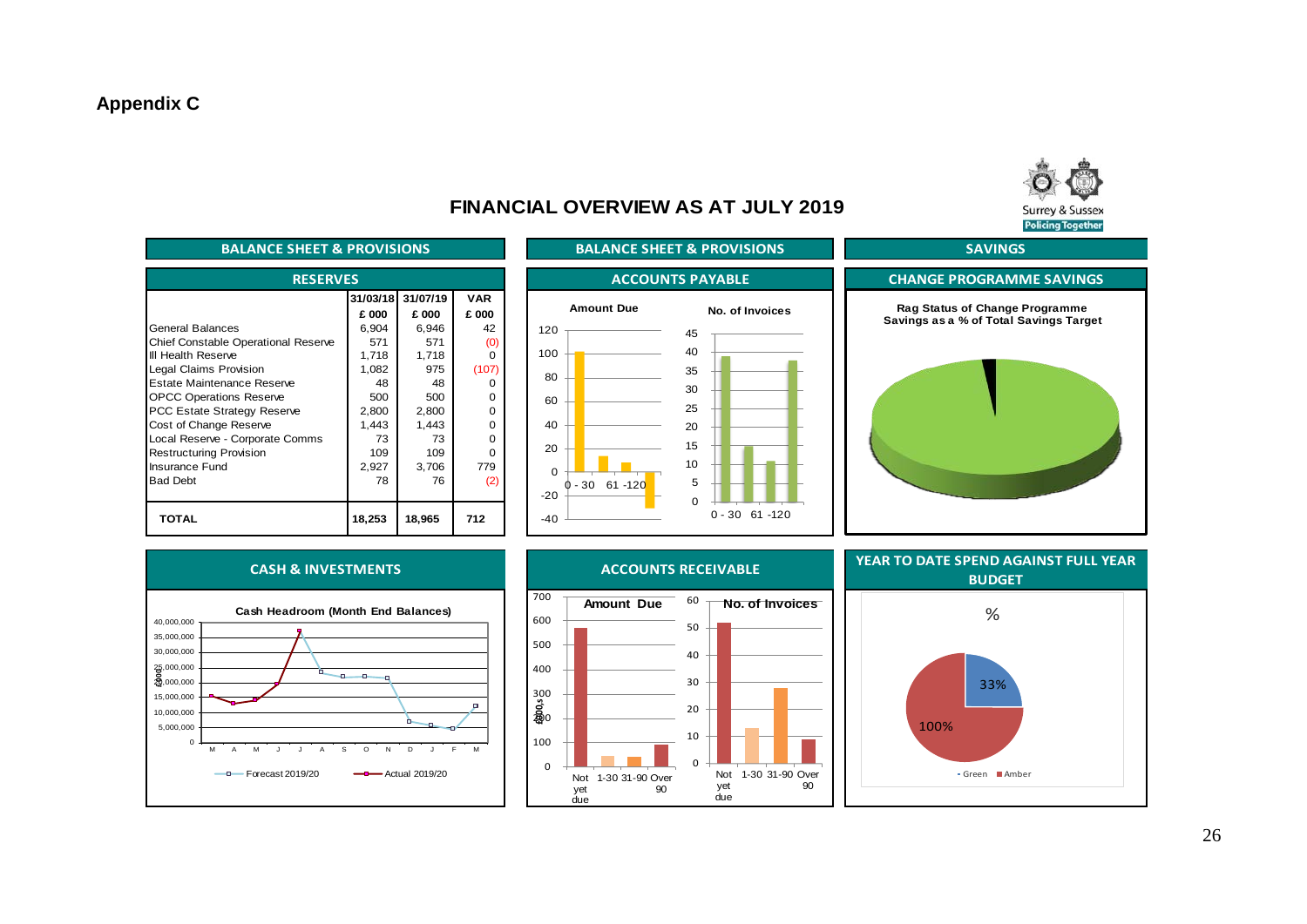**Appendix C**

Surrey & Sussex
Policing Together

## FINANCIAL OVERVIEW AS AT JULY 2019

### BALANCE SHEET & PROVISIONS

#### RESERVES

| | 31/03/18 £ 000 | 31/07/19 £ 000 | VAR £ 000 |
|---|---|---|---|
| General Balances | 6,904 | 6,946 | 42 |
| Chief Constable Operational Reserve | 571 | 571 | (0) |
| Ill Health Reserve | 1,718 | 1,718 | 0 |
| Legal Claims Provision | 1,082 | 975 | (107) |
| Estate Maintenance Reserve | 48 | 48 | 0 |
| OPCC Operations Reserve | 500 | 500 | 0 |
| PCC Estate Strategy Reserve | 2,800 | 2,800 | 0 |
| Cost of Change Reserve | 1,443 | 1,443 | 0 |
| Local Reserve - Corporate Comms | 73 | 73 | 0 |
| Restructuring Provision | 109 | 109 | 0 |
| Insurance Fund | 2,927 | 3,706 | 779 |
| Bad Debt | 78 | 76 | (2) |
| **TOTAL** | **18,253** | **18,965** | **712** |

### BALANCE SHEET & PROVISIONS

#### ACCOUNTS PAYABLE

Amount Due

No. of Invoices

### SAVINGS

#### CHANGE PROGRAMME SAVINGS

Rag Status of Change Programme Savings as a % of Total Savings Target

### CASH & INVESTMENTS

Cash Headroom (Month End Balances)

Forecast 2019/20 — Actual 2019/20

### ACCOUNTS RECEIVABLE

Amount Due

No. of Invoices

### YEAR TO DATE SPEND AGAINST FULL YEAR BUDGET

%

33%

100%

Green ■ Amber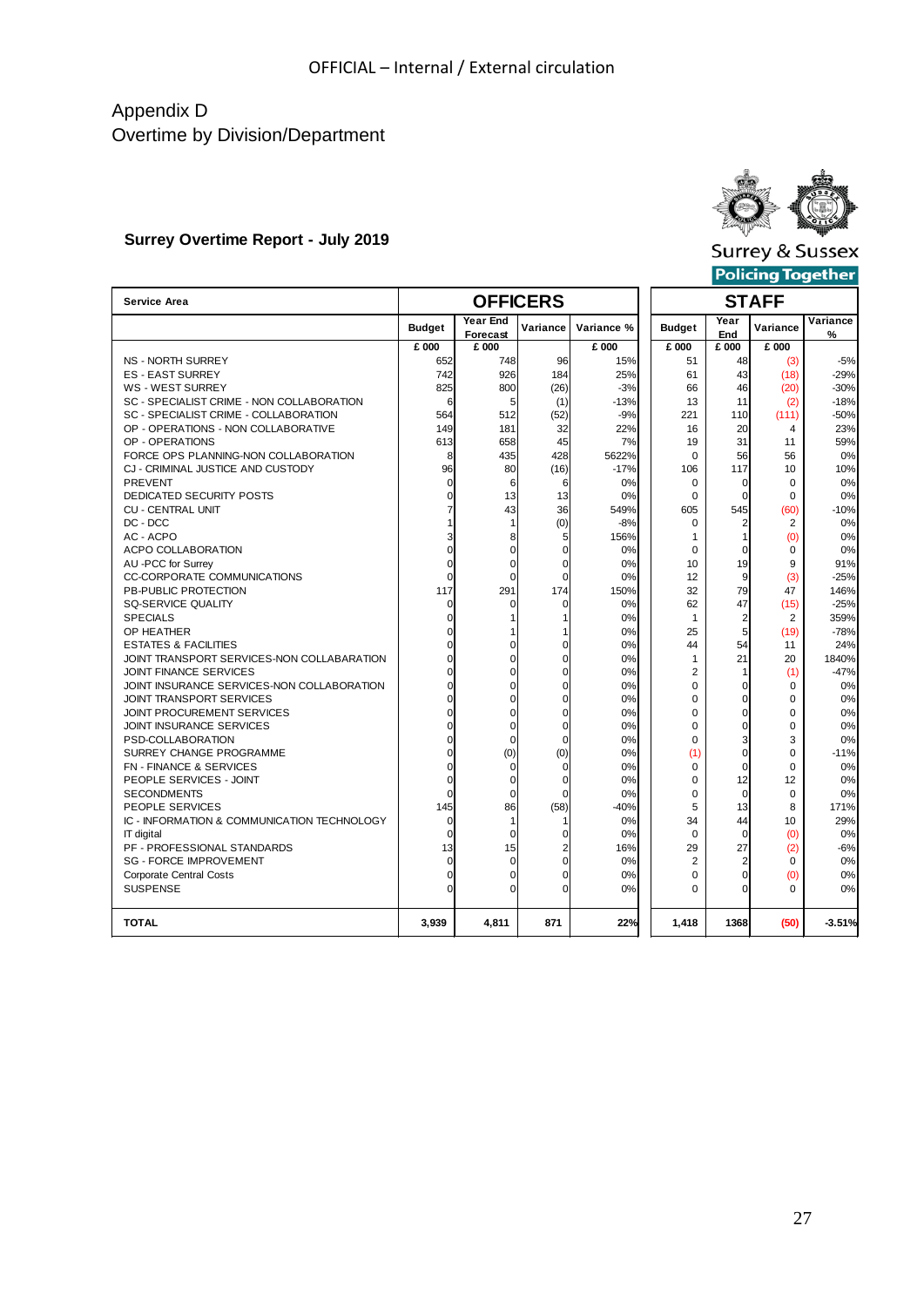OFFICIAL – Internal / External circulation

# Appendix D
## Overtime by Division/Department

**Surrey Overtime Report - July 2019**

Surrey & Sussex
Policing Together

| Service Area | OFFICERS | | | | STAFF | | | |
|---|---|---|---|---|---|---|---|---|
| | Budget | Year End Forecast | Variance | Variance % | Budget | Year End | Variance | Variance % |
| | £ 000 | £ 000 | | £ 000 | £ 000 | £ 000 | £ 000 | |
| NS - NORTH SURREY | 652 | 748 | 96 | 15% | 51 | 48 | (3) | -5% |
| ES - EAST SURREY | 742 | 926 | 184 | 25% | 61 | 43 | (18) | -29% |
| WS - WEST SURREY | 825 | 800 | (26) | -3% | 66 | 46 | (20) | -30% |
| SC - SPECIALIST CRIME - NON COLLABORATION | 6 | 5 | (1) | -13% | 13 | 11 | (2) | -18% |
| SC - SPECIALIST CRIME - COLLABORATION | 564 | 512 | (52) | -9% | 221 | 110 | (111) | -50% |
| OP - OPERATIONS - NON COLLABORATIVE | 149 | 181 | 32 | 22% | 16 | 20 | 4 | 23% |
| OP - OPERATIONS | 613 | 658 | 45 | 7% | 19 | 31 | 11 | 59% |
| FORCE OPS PLANNING-NON COLLABORATION | 8 | 435 | 428 | 5622% | 0 | 56 | 56 | 0% |
| CJ - CRIMINAL JUSTICE AND CUSTODY | 96 | 80 | (16) | -17% | 106 | 117 | 10 | 10% |
| PREVENT | 0 | 6 | 6 | 0% | 0 | 0 | 0 | 0% |
| DEDICATED SECURITY POSTS | 0 | 13 | 13 | 0% | 0 | 0 | 0 | 0% |
| CU - CENTRAL UNIT | 7 | 43 | 36 | 549% | 605 | 545 | (60) | -10% |
| DC - DCC | 1 | 1 | (0) | -8% | 0 | 2 | 2 | 0% |
| AC - ACPO | 3 | 8 | 5 | 156% | 1 | 1 | (0) | 0% |
| ACPO COLLABORATION | 0 | 0 | 0 | 0% | 0 | 0 | 0 | 0% |
| AU -PCC for Surrey | 0 | 0 | 0 | 0% | 10 | 19 | 9 | 91% |
| CC-CORPORATE COMMUNICATIONS | 0 | 0 | 0 | 0% | 12 | 9 | (3) | -25% |
| PB-PUBLIC PROTECTION | 117 | 291 | 174 | 150% | 32 | 79 | 47 | 146% |
| SQ-SERVICE QUALITY | 0 | 0 | 0 | 0% | 62 | 47 | (15) | -25% |
| SPECIALS | 0 | 1 | 1 | 0% | 1 | 2 | 2 | 359% |
| OP HEATHER | 0 | 1 | 1 | 0% | 25 | 5 | (19) | -78% |
| ESTATES & FACILITIES | 0 | 0 | 0 | 0% | 44 | 54 | 11 | 24% |
| JOINT TRANSPORT SERVICES-NON COLLABARATION | 0 | 0 | 0 | 0% | 1 | 21 | 20 | 1840% |
| JOINT FINANCE SERVICES | 0 | 0 | 0 | 0% | 2 | 1 | (1) | -47% |
| JOINT INSURANCE SERVICES-NON COLLABORATION | 0 | 0 | 0 | 0% | 0 | 0 | 0 | 0% |
| JOINT TRANSPORT SERVICES | 0 | 0 | 0 | 0% | 0 | 0 | 0 | 0% |
| JOINT PROCUREMENT SERVICES | 0 | 0 | 0 | 0% | 0 | 0 | 0 | 0% |
| JOINT INSURANCE SERVICES | 0 | 0 | 0 | 0% | 0 | 0 | 0 | 0% |
| PSD-COLLABORATION | 0 | 0 | 0 | 0% | 0 | 3 | 3 | 0% |
| SURREY CHANGE PROGRAMME | 0 | (0) | (0) | 0% | (1) | 0 | 0 | -11% |
| FN - FINANCE & SERVICES | 0 | 0 | 0 | 0% | 0 | 0 | 0 | 0% |
| PEOPLE SERVICES - JOINT | 0 | 0 | 0 | 0% | 0 | 12 | 12 | 0% |
| SECONDMENTS | 0 | 0 | 0 | 0% | 0 | 0 | 0 | 0% |
| PEOPLE SERVICES | 145 | 86 | (58) | -40% | 5 | 13 | 8 | 171% |
| IC - INFORMATION & COMMUNICATION TECHNOLOGY | 0 | 1 | 1 | 0% | 34 | 44 | 10 | 29% |
| IT digital | 0 | 0 | 0 | 0% | 0 | 0 | (0) | 0% |
| PF - PROFESSIONAL STANDARDS | 13 | 15 | 2 | 16% | 29 | 27 | (2) | -6% |
| SG - FORCE IMPROVEMENT | 0 | 0 | 0 | 0% | 2 | 2 | 0 | 0% |
| Corporate Central Costs | 0 | 0 | 0 | 0% | 0 | 0 | (0) | 0% |
| SUSPENSE | 0 | 0 | 0 | 0% | 0 | 0 | 0 | 0% |
| **TOTAL** | **3,939** | **4,811** | **871** | **22%** | **1,418** | **1368** | **(50)** | **-3.51%** |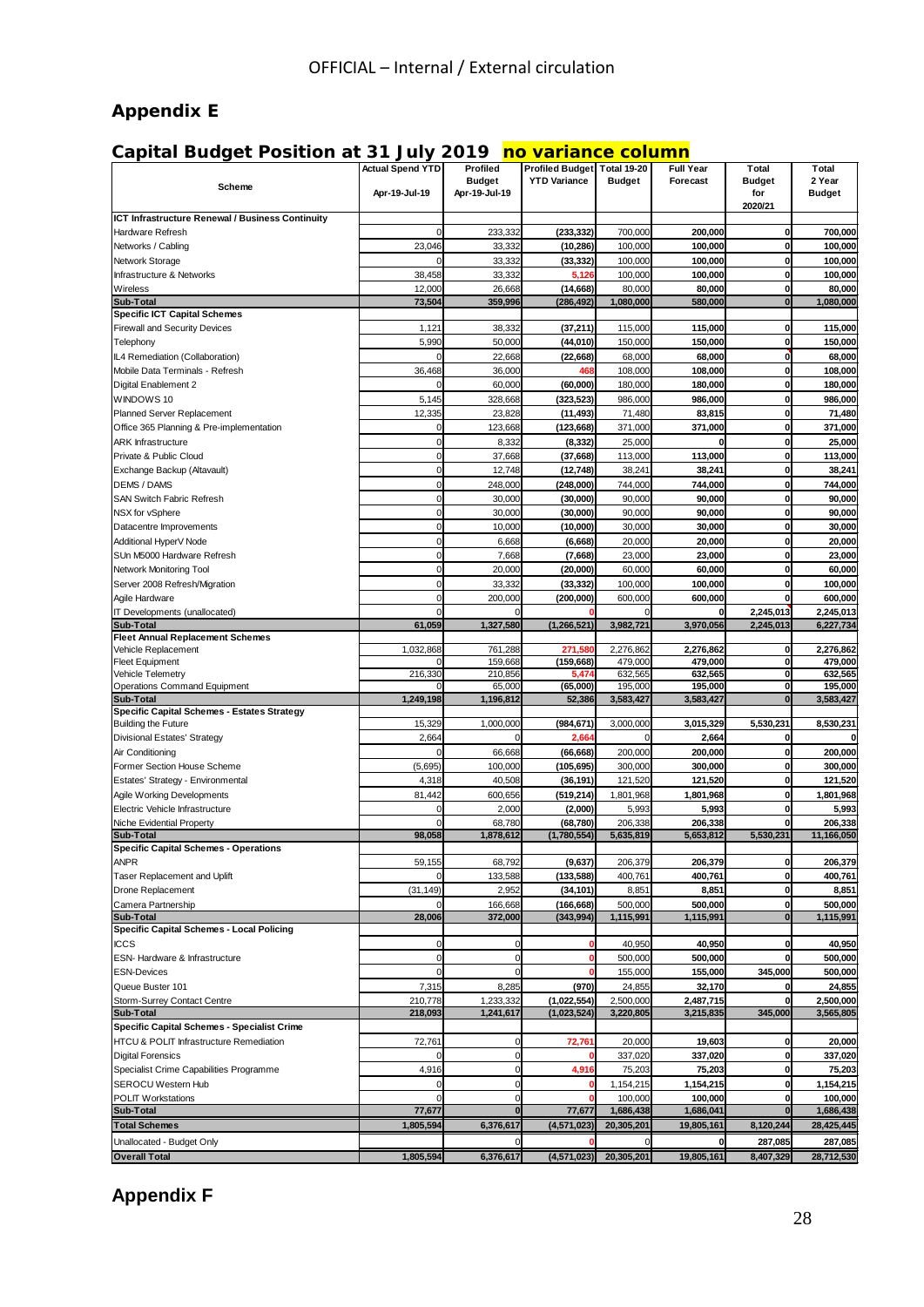OFFICIAL – Internal / External circulation

## Appendix E

### Capital Budget Position at 31 July 2019 no variance column

| Scheme | Actual Spend YTD Apr-19-Jul-19 | Profiled Budget Apr-19-Jul-19 | Profiled Budget YTD Variance | Total 19-20 Budget | Full Year Forecast | Total Budget for 2020/21 | Total 2 Year Budget |
|---|---|---|---|---|---|---|---|
| **ICT Infrastructure Renewal / Business Continuity** | | | | | | | |
| Hardware Refresh | 0 | 233,332 | (233,332) | 700,000 | 200,000 | 0 | 700,000 |
| Networks / Cabling | 23,046 | 33,332 | (10,286) | 100,000 | 100,000 | 0 | 100,000 |
| Network Storage | 0 | 33,332 | (33,332) | 100,000 | 100,000 | 0 | 100,000 |
| Infrastructure & Networks | 38,458 | 33,332 | 5,126 | 100,000 | 100,000 | 0 | 100,000 |
| Wireless | 12,000 | 26,668 | (14,668) | 80,000 | 80,000 | 0 | 80,000 |
| **Sub-Total** | **73,504** | **359,996** | **(286,492)** | **1,080,000** | **580,000** | **0** | **1,080,000** |
| **Specific ICT Capital Schemes** | | | | | | | |
| Firewall and Security Devices | 1,121 | 38,332 | (37,211) | 115,000 | 115,000 | 0 | 115,000 |
| Telephony | 5,990 | 50,000 | (44,010) | 150,000 | 150,000 | 0 | 150,000 |
| IL4 Remediation (Collaboration) | 0 | 22,668 | (22,668) | 68,000 | 68,000 | 0 | 68,000 |
| Mobile Data Terminals - Refresh | 36,468 | 36,000 | 468 | 108,000 | 108,000 | 0 | 108,000 |
| Digital Enablement 2 | 0 | 60,000 | (60,000) | 180,000 | 180,000 | 0 | 180,000 |
| WINDOWS 10 | 5,145 | 328,668 | (323,523) | 986,000 | 986,000 | 0 | 986,000 |
| Planned Server Replacement | 12,335 | 23,828 | (11,493) | 71,480 | 83,815 | 0 | 71,480 |
| Office 365 Planning & Pre-implementation | 0 | 123,668 | (123,668) | 371,000 | 371,000 | 0 | 371,000 |
| ARK Infrastructure | 0 | 8,332 | (8,332) | 25,000 | 0 | 0 | 25,000 |
| Private & Public Cloud | 0 | 37,668 | (37,668) | 113,000 | 113,000 | 0 | 113,000 |
| Exchange Backup (Altavault) | 0 | 12,748 | (12,748) | 38,241 | 38,241 | 0 | 38,241 |
| DEMS / DAMS | 0 | 248,000 | (248,000) | 744,000 | 744,000 | 0 | 744,000 |
| SAN Switch Fabric Refresh | 0 | 30,000 | (30,000) | 90,000 | 90,000 | 0 | 90,000 |
| NSX for vSphere | 0 | 30,000 | (30,000) | 90,000 | 90,000 | 0 | 90,000 |
| Datacentre Improvements | 0 | 10,000 | (10,000) | 30,000 | 30,000 | 0 | 30,000 |
| Additional HyperV Node | 0 | 6,668 | (6,668) | 20,000 | 20,000 | 0 | 20,000 |
| SUn M5000 Hardware Refresh | 0 | 7,668 | (7,668) | 23,000 | 23,000 | 0 | 23,000 |
| Network Monitoring Tool | 0 | 20,000 | (20,000) | 60,000 | 60,000 | 0 | 60,000 |
| Server 2008 Refresh/Migration | 0 | 33,332 | (33,332) | 100,000 | 100,000 | 0 | 100,000 |
| Agile Hardware | 0 | 200,000 | (200,000) | 600,000 | 600,000 | 0 | 600,000 |
| IT Developments (unallocated) | 0 | 0 | 0 | 0 | 0 | 2,245,013 | 2,245,013 |
| **Sub-Total** | **61,059** | **1,327,580** | **(1,266,521)** | **3,982,721** | **3,970,056** | **2,245,013** | **6,227,734** |
| **Fleet Annual Replacement Schemes** | | | | | | | |
| Vehicle Replacement | 1,032,868 | 761,288 | 271,580 | 2,276,862 | 2,276,862 | 0 | 2,276,862 |
| Fleet Equipment | 0 | 159,668 | (159,668) | 479,000 | 479,000 | 0 | 479,000 |
| Vehicle Telemetry | 216,330 | 210,856 | 5,474 | 632,565 | 632,565 | 0 | 632,565 |
| Operations Command Equipment | 0 | 65,000 | (65,000) | 195,000 | 195,000 | 0 | 195,000 |
| **Sub-Total** | **1,249,198** | **1,196,812** | **52,386** | **3,583,427** | **3,583,427** | **0** | **3,583,427** |
| **Specific Capital Schemes - Estates Strategy** | | | | | | | |
| Building the Future | 15,329 | 1,000,000 | (984,671) | 3,000,000 | 3,015,329 | 5,530,231 | 8,530,231 |
| Divisional Estates' Strategy | 2,664 | 0 | 2,664 | 0 | 2,664 | 0 | 0 |
| Air Conditioning | 0 | 66,668 | (66,668) | 200,000 | 200,000 | 0 | 200,000 |
| Former Section House Scheme | (5,695) | 100,000 | (105,695) | 300,000 | 300,000 | 0 | 300,000 |
| Estates' Strategy - Environmental | 4,318 | 40,508 | (36,191) | 121,520 | 121,520 | 0 | 121,520 |
| Agile Working Developments | 81,442 | 600,656 | (519,214) | 1,801,968 | 1,801,968 | 0 | 1,801,968 |
| Electric Vehicle Infrastructure | 0 | 2,000 | (2,000) | 5,993 | 5,993 | 0 | 5,993 |
| Niche Evidential Property | 0 | 68,780 | (68,780) | 206,338 | 206,338 | 0 | 206,338 |
| **Sub-Total** | **98,058** | **1,878,612** | **(1,780,554)** | **5,635,819** | **5,653,812** | **5,530,231** | **11,166,050** |
| **Specific Capital Schemes - Operations** | | | | | | | |
| ANPR | 59,155 | 68,792 | (9,637) | 206,379 | 206,379 | 0 | 206,379 |
| Taser Replacement and Uplift | 0 | 133,588 | (133,588) | 400,761 | 400,761 | 0 | 400,761 |
| Drone Replacement | (31,149) | 2,952 | (34,101) | 8,851 | 8,851 | 0 | 8,851 |
| Camera Partnership | 0 | 166,668 | (166,668) | 500,000 | 500,000 | 0 | 500,000 |
| **Sub-Total** | **28,006** | **372,000** | **(343,994)** | **1,115,991** | **1,115,991** | **0** | **1,115,991** |
| **Specific Capital Schemes - Local Policing** | | | | | | | |
| ICCS | 0 | 0 | 0 | 40,950 | 40,950 | 0 | 40,950 |
| ESN- Hardware & Infrastructure | 0 | 0 | 0 | 500,000 | 500,000 | 0 | 500,000 |
| ESN-Devices | 0 | 0 | 0 | 155,000 | 155,000 | 345,000 | 500,000 |
| Queue Buster 101 | 7,315 | 8,285 | (970) | 24,855 | 32,170 | 0 | 24,855 |
| Storm-Surrey Contact Centre | 210,778 | 1,233,332 | (1,022,554) | 2,500,000 | 2,487,715 | 0 | 2,500,000 |
| **Sub-Total** | **218,093** | **1,241,617** | **(1,023,524)** | **3,220,805** | **3,215,835** | **345,000** | **3,565,805** |
| **Specific Capital Schemes - Specialist Crime** | | | | | | | |
| HTCU & POLIT Infrastructure Remediation | 72,761 | 0 | 72,761 | 20,000 | 19,603 | 0 | 20,000 |
| Digital Forensics | 0 | 0 | 0 | 337,020 | 337,020 | 0 | 337,020 |
| Specialist Crime Capabilities Programme | 4,916 | 0 | 4,916 | 75,203 | 75,203 | 0 | 75,203 |
| SEROCU Western Hub | 0 | 0 | 0 | 1,154,215 | 1,154,215 | 0 | 1,154,215 |
| POLIT Workstations | 0 | 0 | 0 | 100,000 | 100,000 | 0 | 100,000 |
| **Sub-Total** | **77,677** | **0** | **77,677** | **1,686,438** | **1,686,041** | **0** | **1,686,438** |
| **Total Schemes** | **1,805,594** | **6,376,617** | **(4,571,023)** | **20,305,201** | **19,805,161** | **8,120,244** | **28,425,445** |
| Unallocated - Budget Only | | 0 | 0 | 0 | 0 | 287,085 | 287,085 |
| **Overall Total** | **1,805,594** | **6,376,617** | **(4,571,023)** | **20,305,201** | **19,805,161** | **8,407,329** | **28,712,530** |

## Appendix F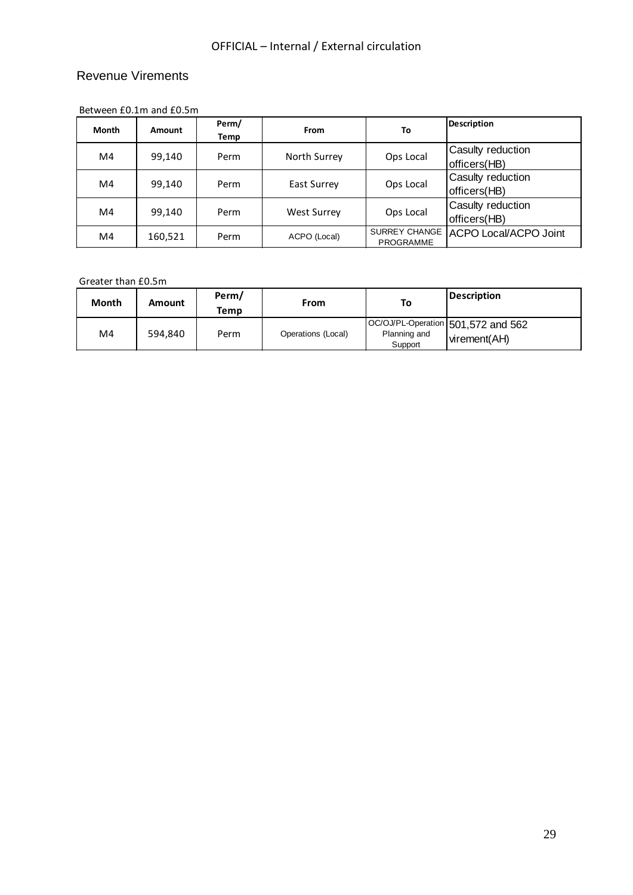OFFICIAL – Internal / External circulation

## Revenue Virements

Between £0.1m and £0.5m

| Month | Amount | Perm/ Temp | From | To | Description |
|---|---|---|---|---|---|
| M4 | 99,140 | Perm | North Surrey | Ops Local | Casulty reduction officers(HB) |
| M4 | 99,140 | Perm | East Surrey | Ops Local | Casulty reduction officers(HB) |
| M4 | 99,140 | Perm | West Surrey | Ops Local | Casulty reduction officers(HB) |
| M4 | 160,521 | Perm | ACPO (Local) | SURREY CHANGE PROGRAMME | ACPO Local/ACPO Joint |

Greater than £0.5m

| Month | Amount | Perm/ Temp | From | To | Description |
|---|---|---|---|---|---|
| M4 | 594,840 | Perm | Operations (Local) | OC/OJ/PL-Operation Planning and Support | 501,572 and 562 virement(AH) |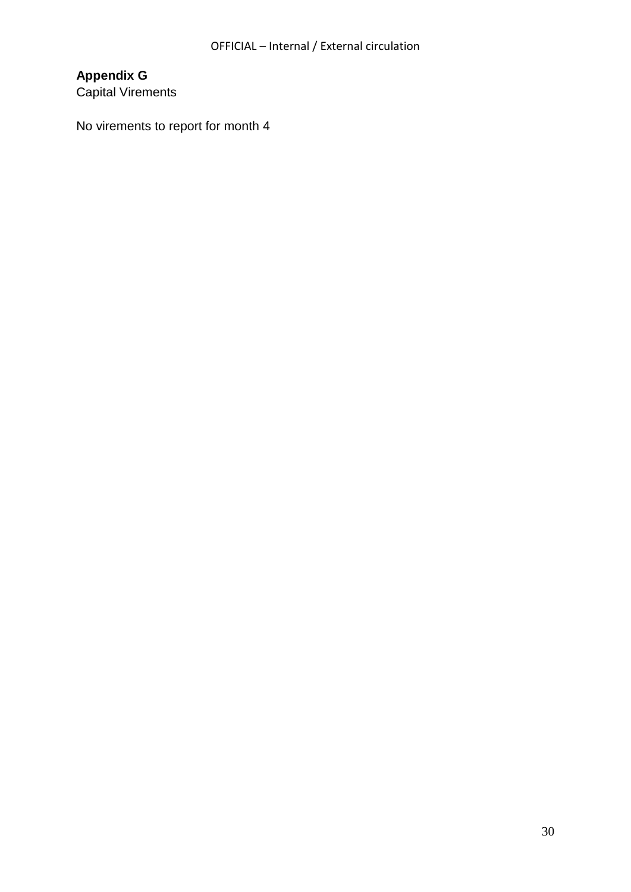**Appendix G**

Capital Virements

No virements to report for month 4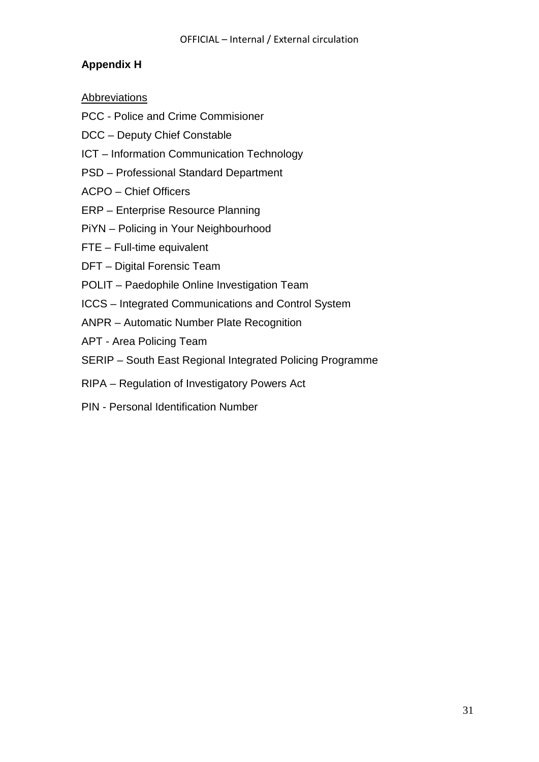# Appendix H

Abbreviations

PCC - Police and Crime Commisioner

DCC – Deputy Chief Constable

ICT – Information Communication Technology

PSD – Professional Standard Department

ACPO – Chief Officers

ERP – Enterprise Resource Planning

PiYN – Policing in Your Neighbourhood

FTE – Full-time equivalent

DFT – Digital Forensic Team

POLIT – Paedophile Online Investigation Team

ICCS – Integrated Communications and Control System

ANPR – Automatic Number Plate Recognition

APT - Area Policing Team

SERIP – South East Regional Integrated Policing Programme

RIPA – Regulation of Investigatory Powers Act

PIN - Personal Identification Number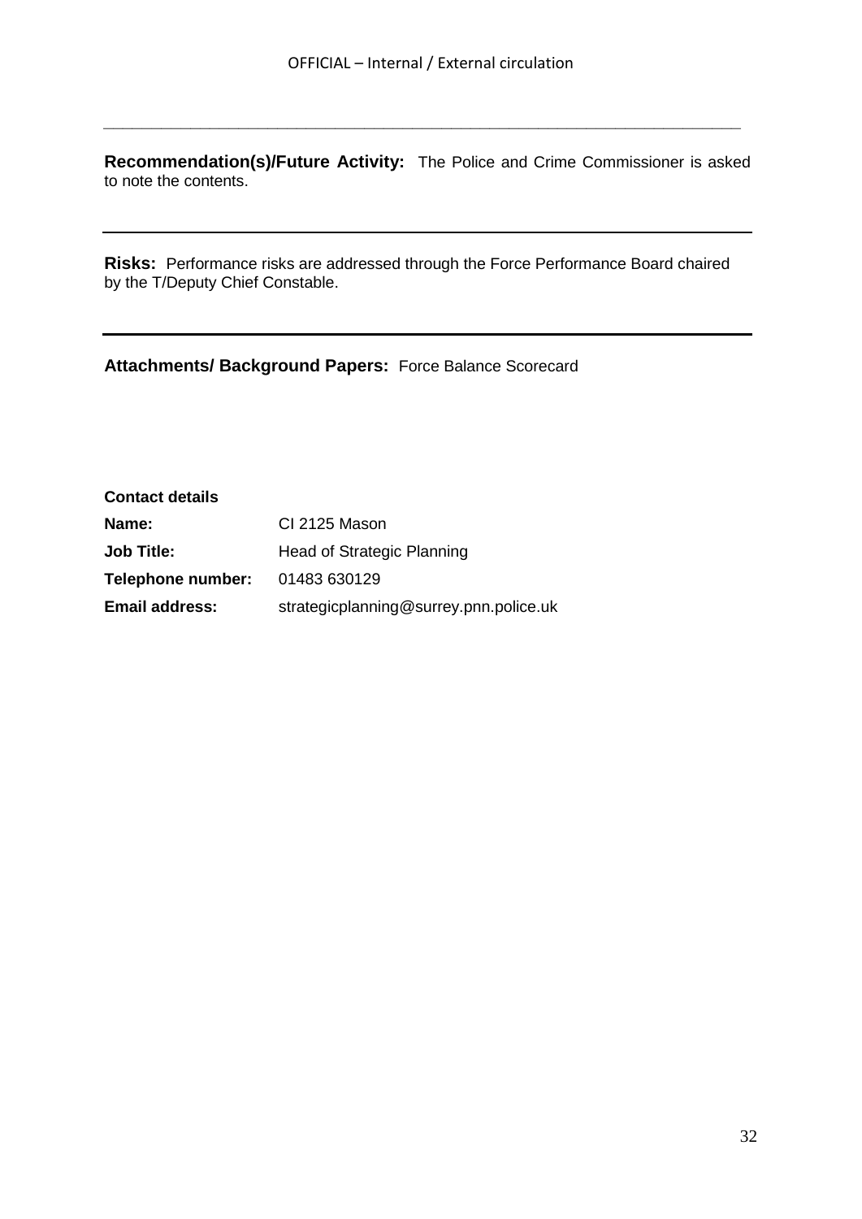**Recommendation(s)/Future Activity:** The Police and Crime Commissioner is asked to note the contents.

---

**Risks:** Performance risks are addressed through the Force Performance Board chaired by the T/Deputy Chief Constable.

---

**Attachments/ Background Papers:** Force Balance Scorecard

**Contact details**

| | |
|---|---|
| **Name:** | CI 2125 Mason |
| **Job Title:** | Head of Strategic Planning |
| **Telephone number:** | 01483 630129 |
| **Email address:** | strategicplanning@surrey.pnn.police.uk |